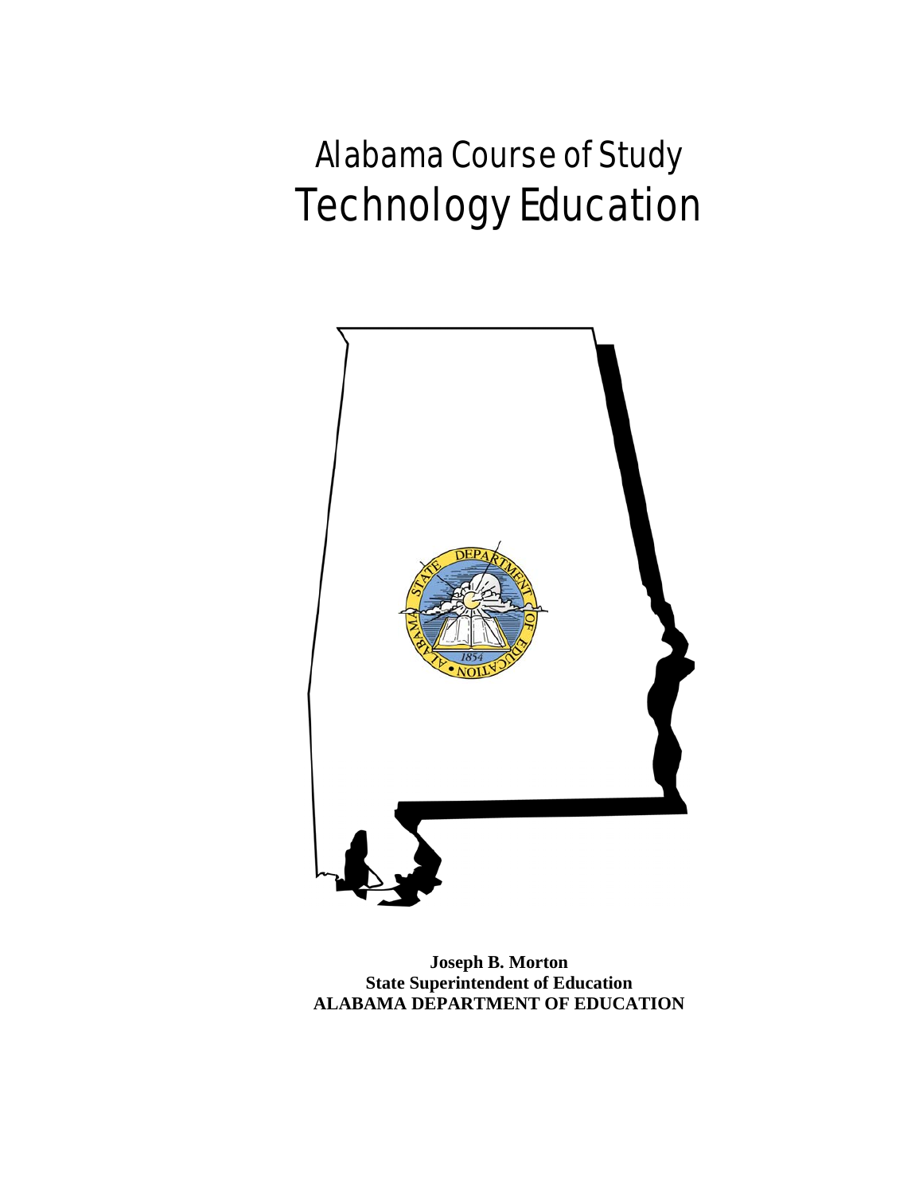# Alabama Course of Study
# Technology Education

**Joseph B. Morton**
**State Superintendent of Education**
**ALABAMA DEPARTMENT OF EDUCATION**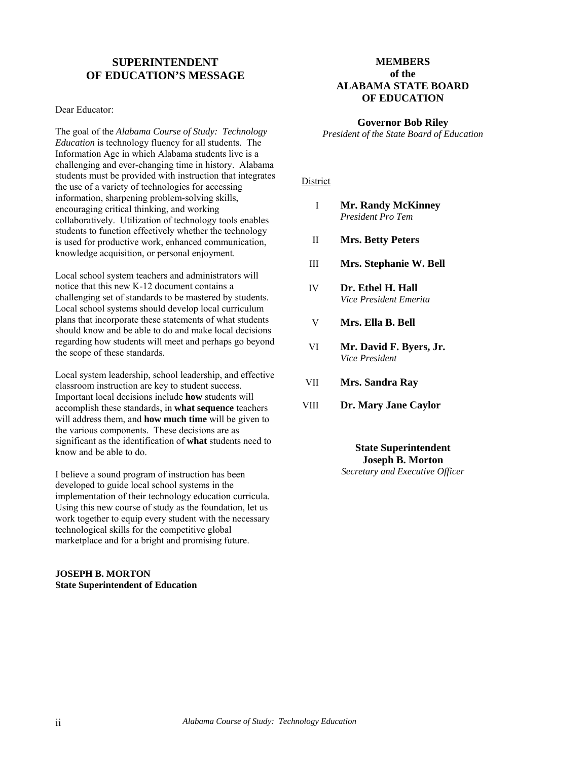## SUPERINTENDENT OF EDUCATION'S MESSAGE

Dear Educator:

The goal of the *Alabama Course of Study: Technology Education* is technology fluency for all students. The Information Age in which Alabama students live is a challenging and ever-changing time in history. Alabama students must be provided with instruction that integrates the use of a variety of technologies for accessing information, sharpening problem-solving skills, encouraging critical thinking, and working collaboratively. Utilization of technology tools enables students to function effectively whether the technology is used for productive work, enhanced communication, knowledge acquisition, or personal enjoyment.

Local school system teachers and administrators will notice that this new K-12 document contains a challenging set of standards to be mastered by students. Local school systems should develop local curriculum plans that incorporate these statements of what students should know and be able to do and make local decisions regarding how students will meet and perhaps go beyond the scope of these standards.

Local system leadership, school leadership, and effective classroom instruction are key to student success. Important local decisions include **how** students will accomplish these standards, in **what sequence** teachers will address them, and **how much time** will be given to the various components. These decisions are as significant as the identification of **what** students need to know and be able to do.

I believe a sound program of instruction has been developed to guide local school systems in the implementation of their technology education curricula. Using this new course of study as the foundation, let us work together to equip every student with the necessary technological skills for the competitive global marketplace and for a bright and promising future.

**JOSEPH B. MORTON**
**State Superintendent of Education**

## MEMBERS of the ALABAMA STATE BOARD OF EDUCATION

**Governor Bob Riley**
*President of the State Board of Education*

District

I **Mr. Randy McKinney**
*President Pro Tem*

II **Mrs. Betty Peters**

III **Mrs. Stephanie W. Bell**

IV **Dr. Ethel H. Hall**
*Vice President Emerita*

V **Mrs. Ella B. Bell**

VI **Mr. David F. Byers, Jr.**
*Vice President*

VII **Mrs. Sandra Ray**

VIII **Dr. Mary Jane Caylor**

**State Superintendent**
**Joseph B. Morton**
*Secretary and Executive Officer*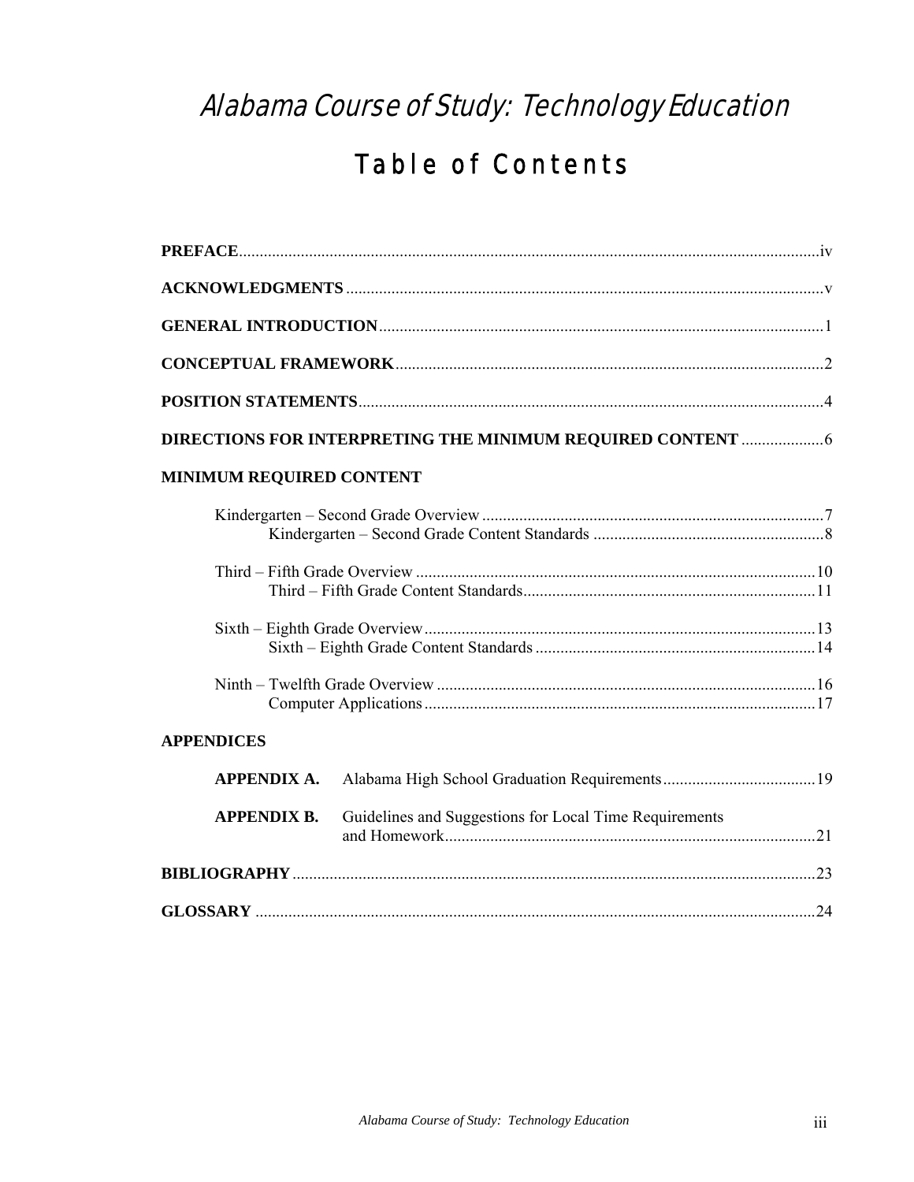# *Alabama Course of Study: Technology Education*

## Table of Contents

**PREFACE** .......... iv

**ACKNOWLEDGMENTS** .......... v

**GENERAL INTRODUCTION** .......... 1

**CONCEPTUAL FRAMEWORK** .......... 2

**POSITION STATEMENTS** .......... 4

**DIRECTIONS FOR INTERPRETING THE MINIMUM REQUIRED CONTENT** .......... 6

**MINIMUM REQUIRED CONTENT**

- Kindergarten – Second Grade Overview .......... 7
  - Kindergarten – Second Grade Content Standards .......... 8
- Third – Fifth Grade Overview .......... 10
  - Third – Fifth Grade Content Standards .......... 11
- Sixth – Eighth Grade Overview .......... 13
  - Sixth – Eighth Grade Content Standards .......... 14
- Ninth – Twelfth Grade Overview .......... 16
  - Computer Applications .......... 17

**APPENDICES**

- **APPENDIX A.** Alabama High School Graduation Requirements .......... 19
- **APPENDIX B.** Guidelines and Suggestions for Local Time Requirements and Homework .......... 21

**BIBLIOGRAPHY** .......... 23

**GLOSSARY** .......... 24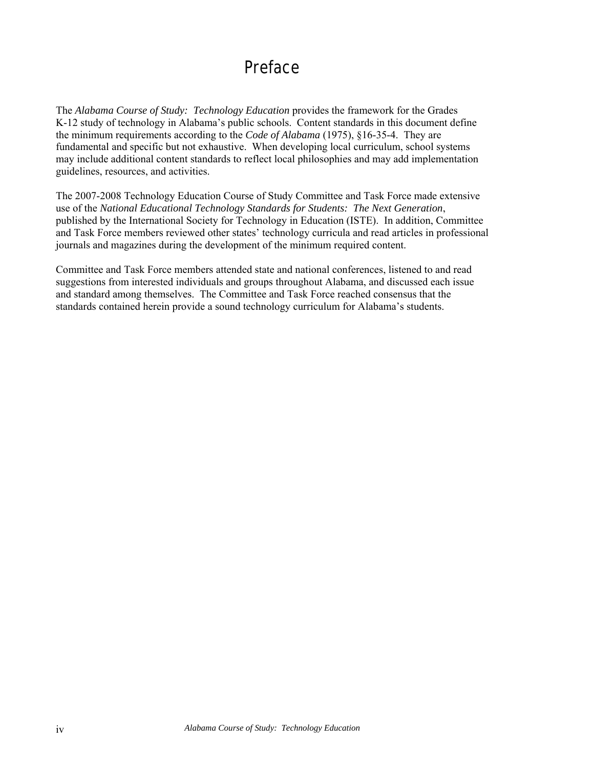# Preface

The *Alabama Course of Study: Technology Education* provides the framework for the Grades K-12 study of technology in Alabama's public schools. Content standards in this document define the minimum requirements according to the *Code of Alabama* (1975), §16-35-4. They are fundamental and specific but not exhaustive. When developing local curriculum, school systems may include additional content standards to reflect local philosophies and may add implementation guidelines, resources, and activities.

The 2007-2008 Technology Education Course of Study Committee and Task Force made extensive use of the *National Educational Technology Standards for Students: The Next Generation*, published by the International Society for Technology in Education (ISTE). In addition, Committee and Task Force members reviewed other states' technology curricula and read articles in professional journals and magazines during the development of the minimum required content.

Committee and Task Force members attended state and national conferences, listened to and read suggestions from interested individuals and groups throughout Alabama, and discussed each issue and standard among themselves. The Committee and Task Force reached consensus that the standards contained herein provide a sound technology curriculum for Alabama's students.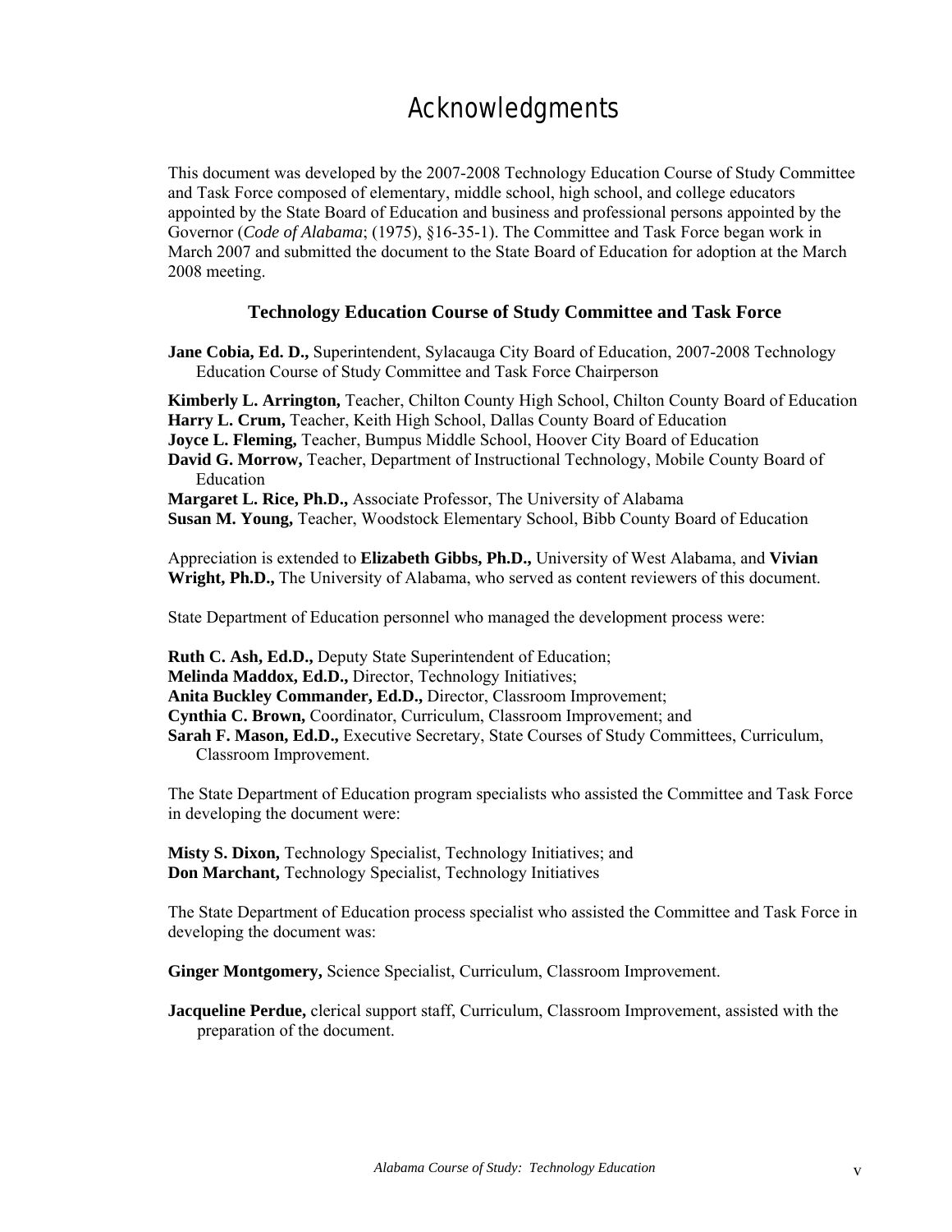# Acknowledgments

This document was developed by the 2007-2008 Technology Education Course of Study Committee and Task Force composed of elementary, middle school, high school, and college educators appointed by the State Board of Education and business and professional persons appointed by the Governor (*Code of Alabama*; (1975), §16-35-1). The Committee and Task Force began work in March 2007 and submitted the document to the State Board of Education for adoption at the March 2008 meeting.

### Technology Education Course of Study Committee and Task Force

**Jane Cobia, Ed. D.,** Superintendent, Sylacauga City Board of Education, 2007-2008 Technology Education Course of Study Committee and Task Force Chairperson

**Kimberly L. Arrington,** Teacher, Chilton County High School, Chilton County Board of Education
**Harry L. Crum,** Teacher, Keith High School, Dallas County Board of Education
**Joyce L. Fleming,** Teacher, Bumpus Middle School, Hoover City Board of Education
**David G. Morrow,** Teacher, Department of Instructional Technology, Mobile County Board of Education
**Margaret L. Rice, Ph.D.,** Associate Professor, The University of Alabama
**Susan M. Young,** Teacher, Woodstock Elementary School, Bibb County Board of Education

Appreciation is extended to **Elizabeth Gibbs, Ph.D.,** University of West Alabama, and **Vivian Wright, Ph.D.,** The University of Alabama, who served as content reviewers of this document.

State Department of Education personnel who managed the development process were:

**Ruth C. Ash, Ed.D.,** Deputy State Superintendent of Education;
**Melinda Maddox, Ed.D.,** Director, Technology Initiatives;
**Anita Buckley Commander, Ed.D.,** Director, Classroom Improvement;
**Cynthia C. Brown,** Coordinator, Curriculum, Classroom Improvement; and
**Sarah F. Mason, Ed.D.,** Executive Secretary, State Courses of Study Committees, Curriculum, Classroom Improvement.

The State Department of Education program specialists who assisted the Committee and Task Force in developing the document were:

**Misty S. Dixon,** Technology Specialist, Technology Initiatives; and
**Don Marchant,** Technology Specialist, Technology Initiatives

The State Department of Education process specialist who assisted the Committee and Task Force in developing the document was:

**Ginger Montgomery,** Science Specialist, Curriculum, Classroom Improvement.

**Jacqueline Perdue,** clerical support staff, Curriculum, Classroom Improvement, assisted with the preparation of the document.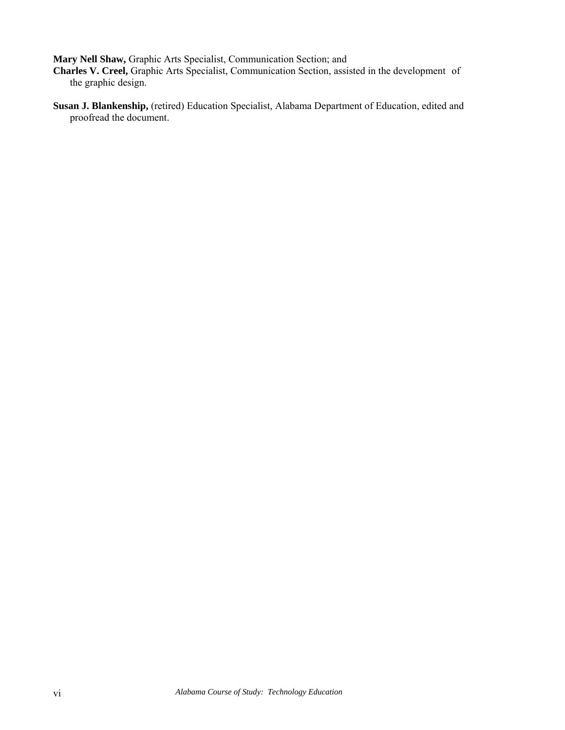**Mary Nell Shaw,** Graphic Arts Specialist, Communication Section; and
**Charles V. Creel,** Graphic Arts Specialist, Communication Section, assisted in the development of the graphic design.

**Susan J. Blankenship,** (retired) Education Specialist, Alabama Department of Education, edited and proofread the document.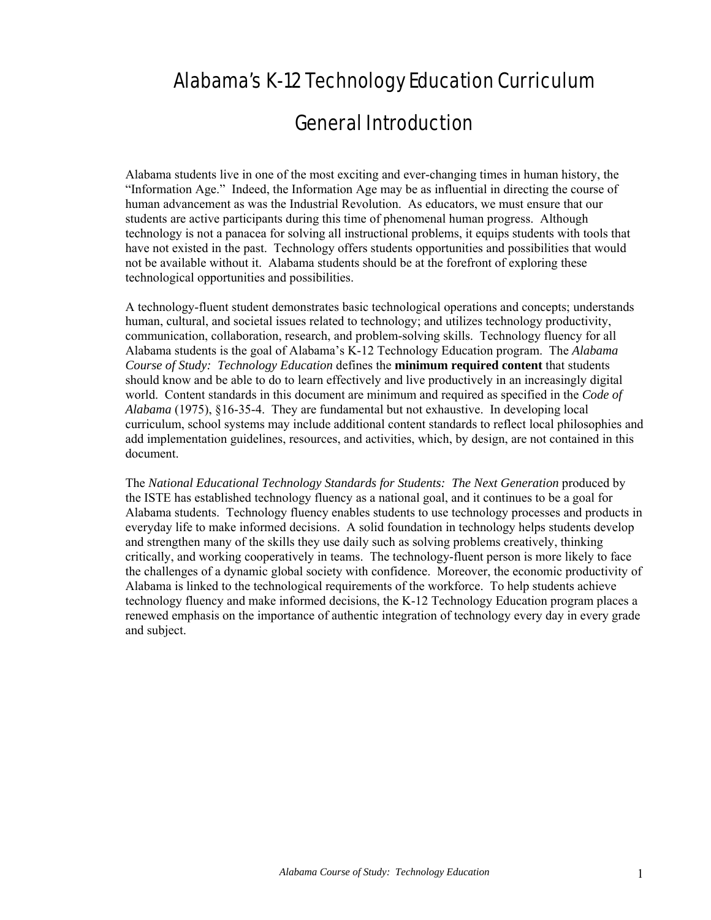# Alabama's K-12 Technology Education Curriculum

## General Introduction

Alabama students live in one of the most exciting and ever-changing times in human history, the "Information Age." Indeed, the Information Age may be as influential in directing the course of human advancement as was the Industrial Revolution. As educators, we must ensure that our students are active participants during this time of phenomenal human progress. Although technology is not a panacea for solving all instructional problems, it equips students with tools that have not existed in the past. Technology offers students opportunities and possibilities that would not be available without it. Alabama students should be at the forefront of exploring these technological opportunities and possibilities.

A technology-fluent student demonstrates basic technological operations and concepts; understands human, cultural, and societal issues related to technology; and utilizes technology productivity, communication, collaboration, research, and problem-solving skills. Technology fluency for all Alabama students is the goal of Alabama's K-12 Technology Education program. The *Alabama Course of Study: Technology Education* defines the **minimum required content** that students should know and be able to do to learn effectively and live productively in an increasingly digital world. Content standards in this document are minimum and required as specified in the *Code of Alabama* (1975), §16-35-4. They are fundamental but not exhaustive. In developing local curriculum, school systems may include additional content standards to reflect local philosophies and add implementation guidelines, resources, and activities, which, by design, are not contained in this document.

The *National Educational Technology Standards for Students: The Next Generation* produced by the ISTE has established technology fluency as a national goal, and it continues to be a goal for Alabama students. Technology fluency enables students to use technology processes and products in everyday life to make informed decisions. A solid foundation in technology helps students develop and strengthen many of the skills they use daily such as solving problems creatively, thinking critically, and working cooperatively in teams. The technology-fluent person is more likely to face the challenges of a dynamic global society with confidence. Moreover, the economic productivity of Alabama is linked to the technological requirements of the workforce. To help students achieve technology fluency and make informed decisions, the K-12 Technology Education program places a renewed emphasis on the importance of authentic integration of technology every day in every grade and subject.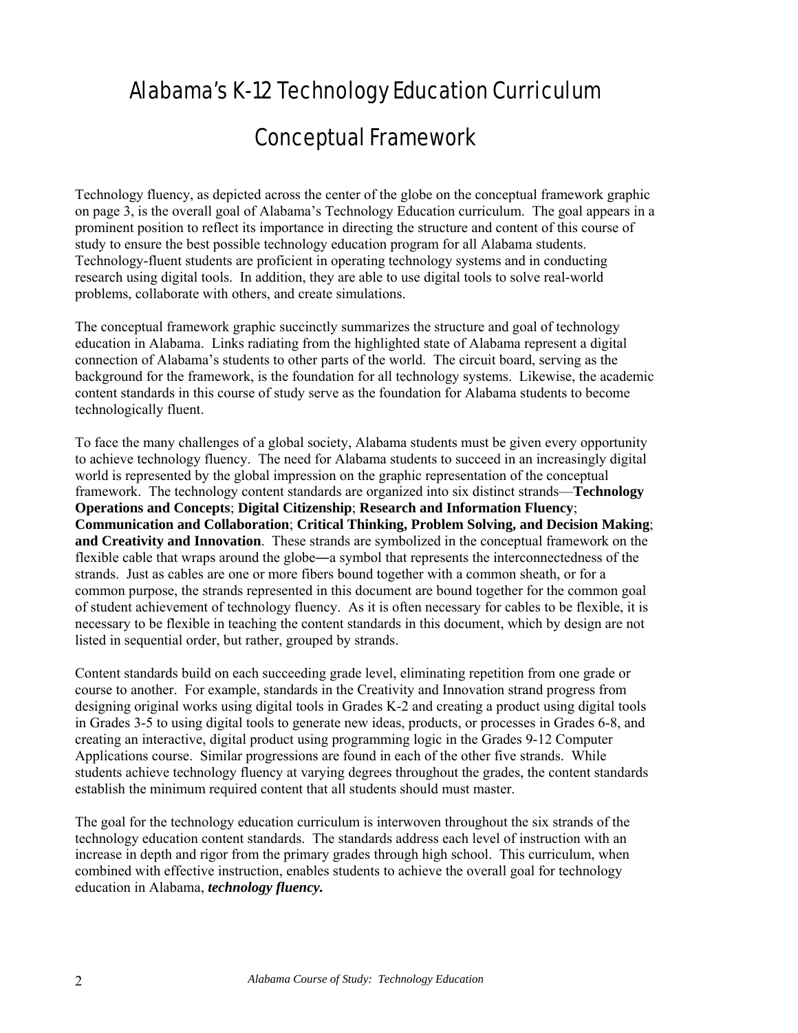# Alabama's K-12 Technology Education Curriculum

## Conceptual Framework

Technology fluency, as depicted across the center of the globe on the conceptual framework graphic on page 3, is the overall goal of Alabama's Technology Education curriculum. The goal appears in a prominent position to reflect its importance in directing the structure and content of this course of study to ensure the best possible technology education program for all Alabama students. Technology-fluent students are proficient in operating technology systems and in conducting research using digital tools. In addition, they are able to use digital tools to solve real-world problems, collaborate with others, and create simulations.

The conceptual framework graphic succinctly summarizes the structure and goal of technology education in Alabama. Links radiating from the highlighted state of Alabama represent a digital connection of Alabama's students to other parts of the world. The circuit board, serving as the background for the framework, is the foundation for all technology systems. Likewise, the academic content standards in this course of study serve as the foundation for Alabama students to become technologically fluent.

To face the many challenges of a global society, Alabama students must be given every opportunity to achieve technology fluency. The need for Alabama students to succeed in an increasingly digital world is represented by the global impression on the graphic representation of the conceptual framework. The technology content standards are organized into six distinct strands—**Technology Operations and Concepts**; **Digital Citizenship**; **Research and Information Fluency**; **Communication and Collaboration**; **Critical Thinking, Problem Solving, and Decision Making**; **and Creativity and Innovation**. These strands are symbolized in the conceptual framework on the flexible cable that wraps around the globe―a symbol that represents the interconnectedness of the strands. Just as cables are one or more fibers bound together with a common sheath, or for a common purpose, the strands represented in this document are bound together for the common goal of student achievement of technology fluency. As it is often necessary for cables to be flexible, it is necessary to be flexible in teaching the content standards in this document, which by design are not listed in sequential order, but rather, grouped by strands.

Content standards build on each succeeding grade level, eliminating repetition from one grade or course to another. For example, standards in the Creativity and Innovation strand progress from designing original works using digital tools in Grades K-2 and creating a product using digital tools in Grades 3-5 to using digital tools to generate new ideas, products, or processes in Grades 6-8, and creating an interactive, digital product using programming logic in the Grades 9-12 Computer Applications course. Similar progressions are found in each of the other five strands. While students achieve technology fluency at varying degrees throughout the grades, the content standards establish the minimum required content that all students should must master.

The goal for the technology education curriculum is interwoven throughout the six strands of the technology education content standards. The standards address each level of instruction with an increase in depth and rigor from the primary grades through high school. This curriculum, when combined with effective instruction, enables students to achieve the overall goal for technology education in Alabama, ***technology fluency.***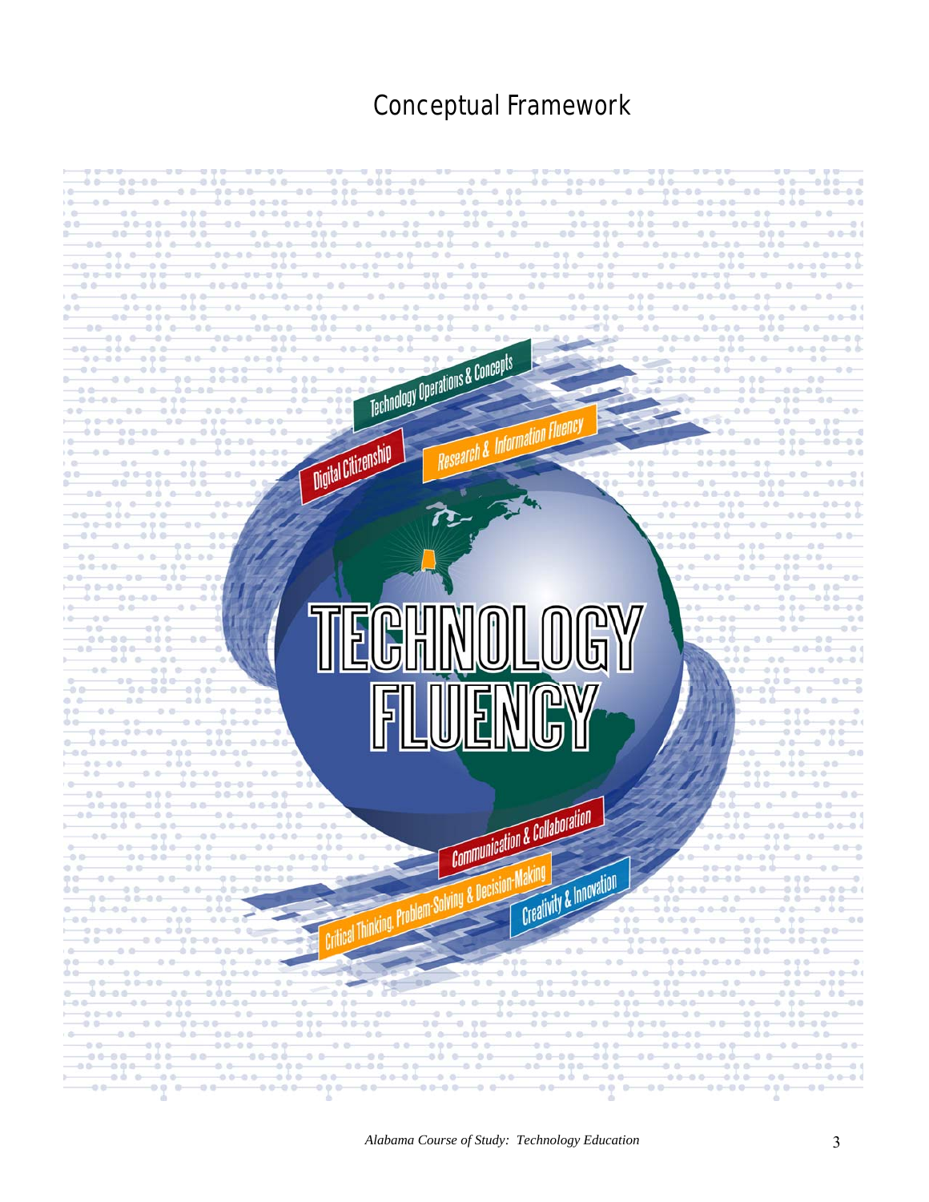# Conceptual Framework

Technology Operations & Concepts

Digital Citizenship

Research & Information Fluency

TECHNOLOGY FLUENCY

Communication & Collaboration

Critical Thinking, Problem-Solving & Decision-Making

Creativity & Innovation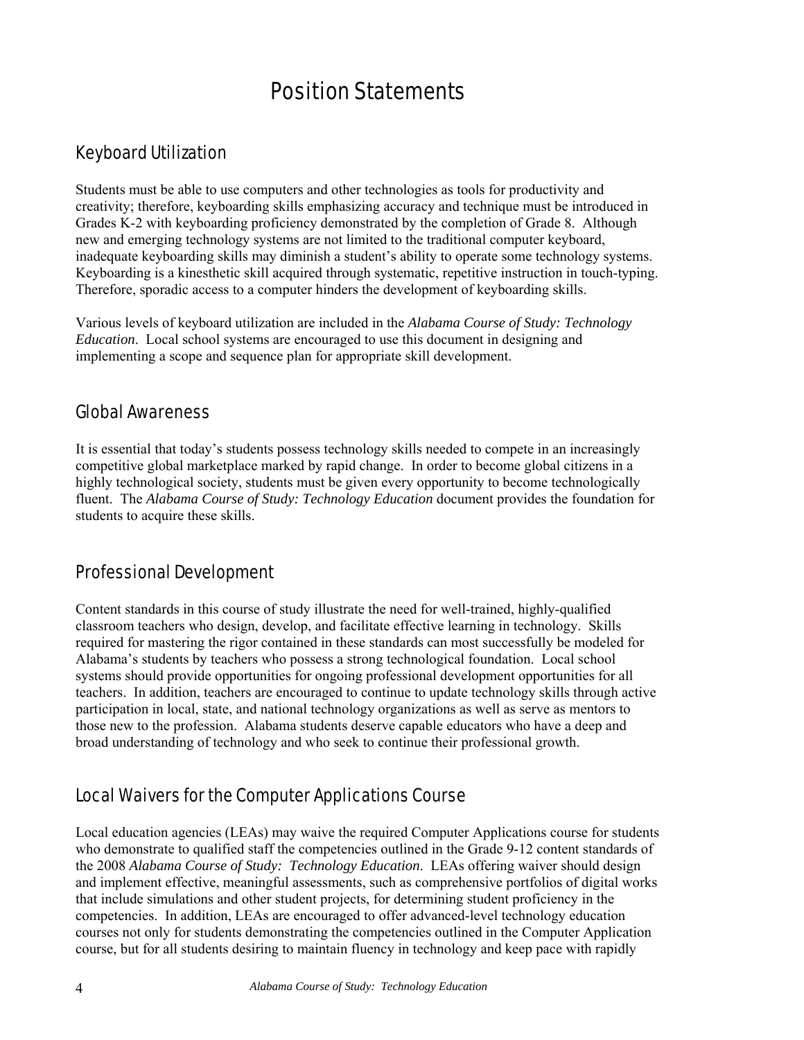# Position Statements

## Keyboard Utilization

Students must be able to use computers and other technologies as tools for productivity and creativity; therefore, keyboarding skills emphasizing accuracy and technique must be introduced in Grades K-2 with keyboarding proficiency demonstrated by the completion of Grade 8. Although new and emerging technology systems are not limited to the traditional computer keyboard, inadequate keyboarding skills may diminish a student's ability to operate some technology systems. Keyboarding is a kinesthetic skill acquired through systematic, repetitive instruction in touch-typing. Therefore, sporadic access to a computer hinders the development of keyboarding skills.

Various levels of keyboard utilization are included in the *Alabama Course of Study: Technology Education*. Local school systems are encouraged to use this document in designing and implementing a scope and sequence plan for appropriate skill development.

## Global Awareness

It is essential that today's students possess technology skills needed to compete in an increasingly competitive global marketplace marked by rapid change. In order to become global citizens in a highly technological society, students must be given every opportunity to become technologically fluent. The *Alabama Course of Study: Technology Education* document provides the foundation for students to acquire these skills.

## Professional Development

Content standards in this course of study illustrate the need for well-trained, highly-qualified classroom teachers who design, develop, and facilitate effective learning in technology. Skills required for mastering the rigor contained in these standards can most successfully be modeled for Alabama's students by teachers who possess a strong technological foundation. Local school systems should provide opportunities for ongoing professional development opportunities for all teachers. In addition, teachers are encouraged to continue to update technology skills through active participation in local, state, and national technology organizations as well as serve as mentors to those new to the profession. Alabama students deserve capable educators who have a deep and broad understanding of technology and who seek to continue their professional growth.

## Local Waivers for the Computer Applications Course

Local education agencies (LEAs) may waive the required Computer Applications course for students who demonstrate to qualified staff the competencies outlined in the Grade 9-12 content standards of the 2008 *Alabama Course of Study: Technology Education*. LEAs offering waiver should design and implement effective, meaningful assessments, such as comprehensive portfolios of digital works that include simulations and other student projects, for determining student proficiency in the competencies. In addition, LEAs are encouraged to offer advanced-level technology education courses not only for students demonstrating the competencies outlined in the Computer Application course, but for all students desiring to maintain fluency in technology and keep pace with rapidly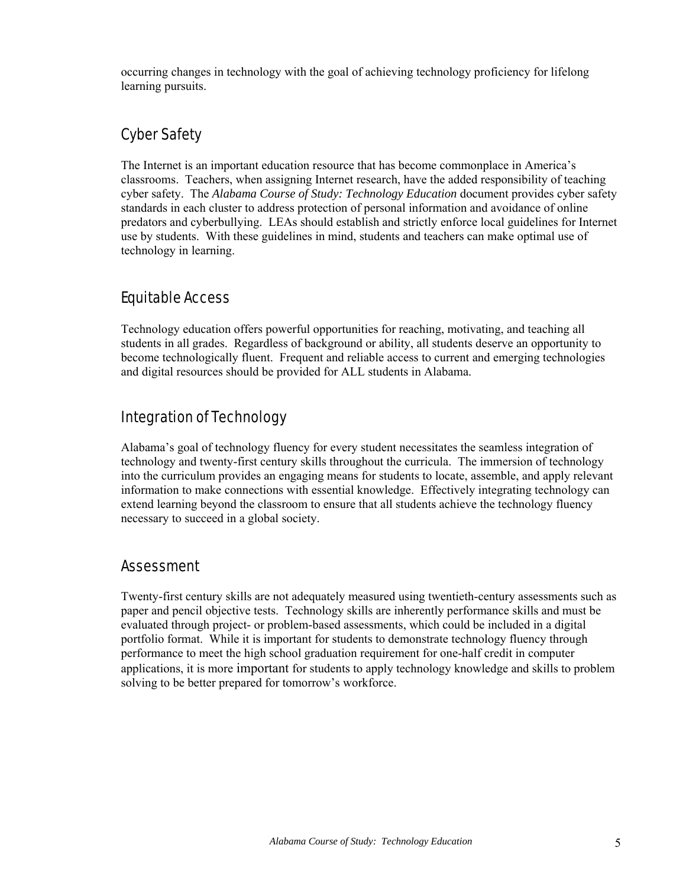occurring changes in technology with the goal of achieving technology proficiency for lifelong learning pursuits.

## Cyber Safety

The Internet is an important education resource that has become commonplace in America's classrooms. Teachers, when assigning Internet research, have the added responsibility of teaching cyber safety. The *Alabama Course of Study: Technology Education* document provides cyber safety standards in each cluster to address protection of personal information and avoidance of online predators and cyberbullying. LEAs should establish and strictly enforce local guidelines for Internet use by students. With these guidelines in mind, students and teachers can make optimal use of technology in learning.

## Equitable Access

Technology education offers powerful opportunities for reaching, motivating, and teaching all students in all grades. Regardless of background or ability, all students deserve an opportunity to become technologically fluent. Frequent and reliable access to current and emerging technologies and digital resources should be provided for ALL students in Alabama.

## Integration of Technology

Alabama's goal of technology fluency for every student necessitates the seamless integration of technology and twenty-first century skills throughout the curricula. The immersion of technology into the curriculum provides an engaging means for students to locate, assemble, and apply relevant information to make connections with essential knowledge. Effectively integrating technology can extend learning beyond the classroom to ensure that all students achieve the technology fluency necessary to succeed in a global society.

## Assessment

Twenty-first century skills are not adequately measured using twentieth-century assessments such as paper and pencil objective tests. Technology skills are inherently performance skills and must be evaluated through project- or problem-based assessments, which could be included in a digital portfolio format. While it is important for students to demonstrate technology fluency through performance to meet the high school graduation requirement for one-half credit in computer applications, it is more important for students to apply technology knowledge and skills to problem solving to be better prepared for tomorrow's workforce.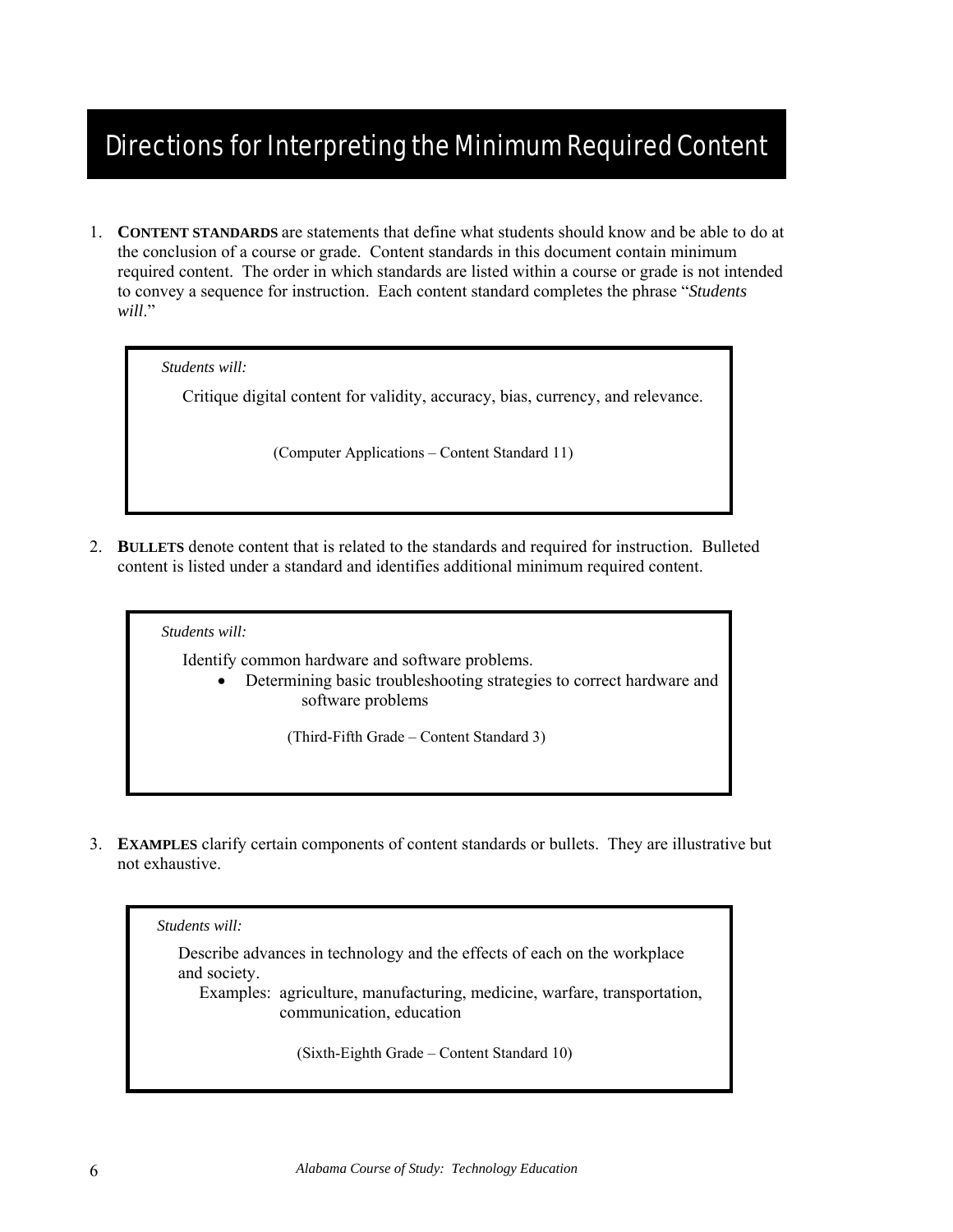# Directions for Interpreting the Minimum Required Content

1. **CONTENT STANDARDS** are statements that define what students should know and be able to do at the conclusion of a course or grade. Content standards in this document contain minimum required content. The order in which standards are listed within a course or grade is not intended to convey a sequence for instruction. Each content standard completes the phrase "*Students will*."

> *Students will:*
>
> Critique digital content for validity, accuracy, bias, currency, and relevance.
>
> (Computer Applications – Content Standard 11)

2. **BULLETS** denote content that is related to the standards and required for instruction. Bulleted content is listed under a standard and identifies additional minimum required content.

> *Students will:*
>
> Identify common hardware and software problems.
> - Determining basic troubleshooting strategies to correct hardware and software problems
>
> (Third-Fifth Grade – Content Standard 3)

3. **EXAMPLES** clarify certain components of content standards or bullets. They are illustrative but not exhaustive.

> *Students will:*
>
> Describe advances in technology and the effects of each on the workplace and society.
> Examples: agriculture, manufacturing, medicine, warfare, transportation, communication, education
>
> (Sixth-Eighth Grade – Content Standard 10)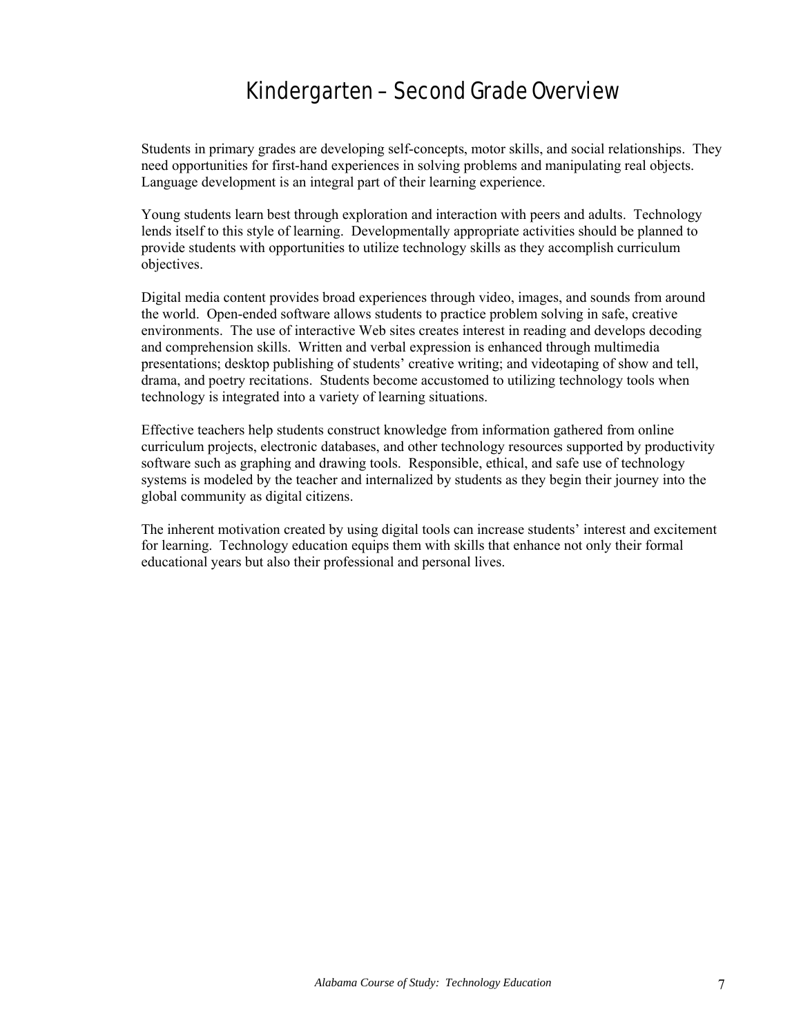# Kindergarten – Second Grade Overview

Students in primary grades are developing self-concepts, motor skills, and social relationships. They need opportunities for first-hand experiences in solving problems and manipulating real objects. Language development is an integral part of their learning experience.

Young students learn best through exploration and interaction with peers and adults. Technology lends itself to this style of learning. Developmentally appropriate activities should be planned to provide students with opportunities to utilize technology skills as they accomplish curriculum objectives.

Digital media content provides broad experiences through video, images, and sounds from around the world. Open-ended software allows students to practice problem solving in safe, creative environments. The use of interactive Web sites creates interest in reading and develops decoding and comprehension skills. Written and verbal expression is enhanced through multimedia presentations; desktop publishing of students' creative writing; and videotaping of show and tell, drama, and poetry recitations. Students become accustomed to utilizing technology tools when technology is integrated into a variety of learning situations.

Effective teachers help students construct knowledge from information gathered from online curriculum projects, electronic databases, and other technology resources supported by productivity software such as graphing and drawing tools. Responsible, ethical, and safe use of technology systems is modeled by the teacher and internalized by students as they begin their journey into the global community as digital citizens.

The inherent motivation created by using digital tools can increase students' interest and excitement for learning. Technology education equips them with skills that enhance not only their formal educational years but also their professional and personal lives.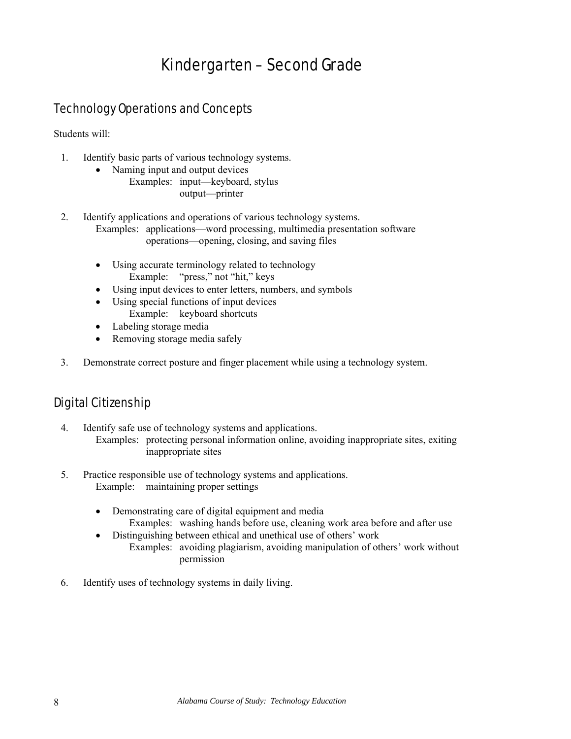# Kindergarten – Second Grade

## Technology Operations and Concepts

Students will:

1. Identify basic parts of various technology systems.
   - Naming input and output devices
     Examples: input—keyboard, stylus
     output—printer

2. Identify applications and operations of various technology systems.
   Examples: applications—word processing, multimedia presentation software
   operations—opening, closing, and saving files

   - Using accurate terminology related to technology
     Example: "press," not "hit," keys
   - Using input devices to enter letters, numbers, and symbols
   - Using special functions of input devices
     Example: keyboard shortcuts
   - Labeling storage media
   - Removing storage media safely

3. Demonstrate correct posture and finger placement while using a technology system.

## Digital Citizenship

4. Identify safe use of technology systems and applications.
   Examples: protecting personal information online, avoiding inappropriate sites, exiting inappropriate sites

5. Practice responsible use of technology systems and applications.
   Example: maintaining proper settings

   - Demonstrating care of digital equipment and media
     Examples: washing hands before use, cleaning work area before and after use
   - Distinguishing between ethical and unethical use of others' work
     Examples: avoiding plagiarism, avoiding manipulation of others' work without permission

6. Identify uses of technology systems in daily living.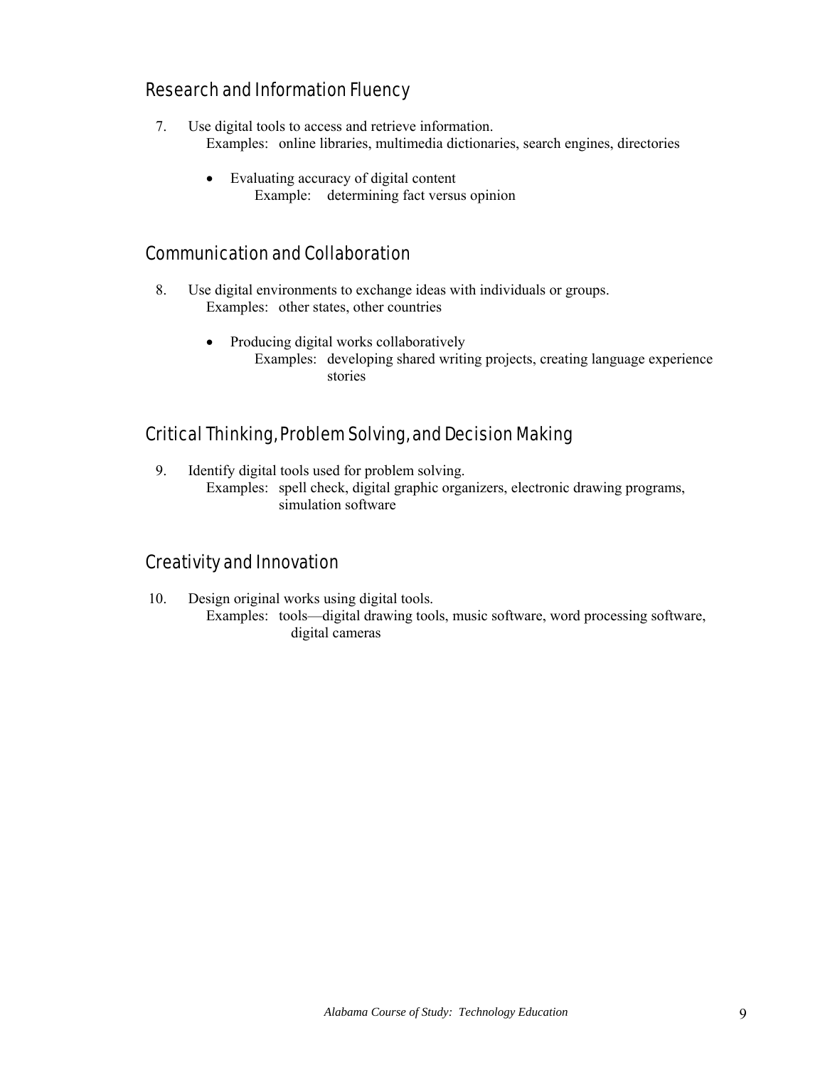## Research and Information Fluency

7. Use digital tools to access and retrieve information.
   Examples: online libraries, multimedia dictionaries, search engines, directories

   - Evaluating accuracy of digital content
     Example: determining fact versus opinion

## Communication and Collaboration

8. Use digital environments to exchange ideas with individuals or groups.
   Examples: other states, other countries

   - Producing digital works collaboratively
     Examples: developing shared writing projects, creating language experience stories

## Critical Thinking, Problem Solving, and Decision Making

9. Identify digital tools used for problem solving.
   Examples: spell check, digital graphic organizers, electronic drawing programs, simulation software

## Creativity and Innovation

10. Design original works using digital tools.
    Examples: tools—digital drawing tools, music software, word processing software, digital cameras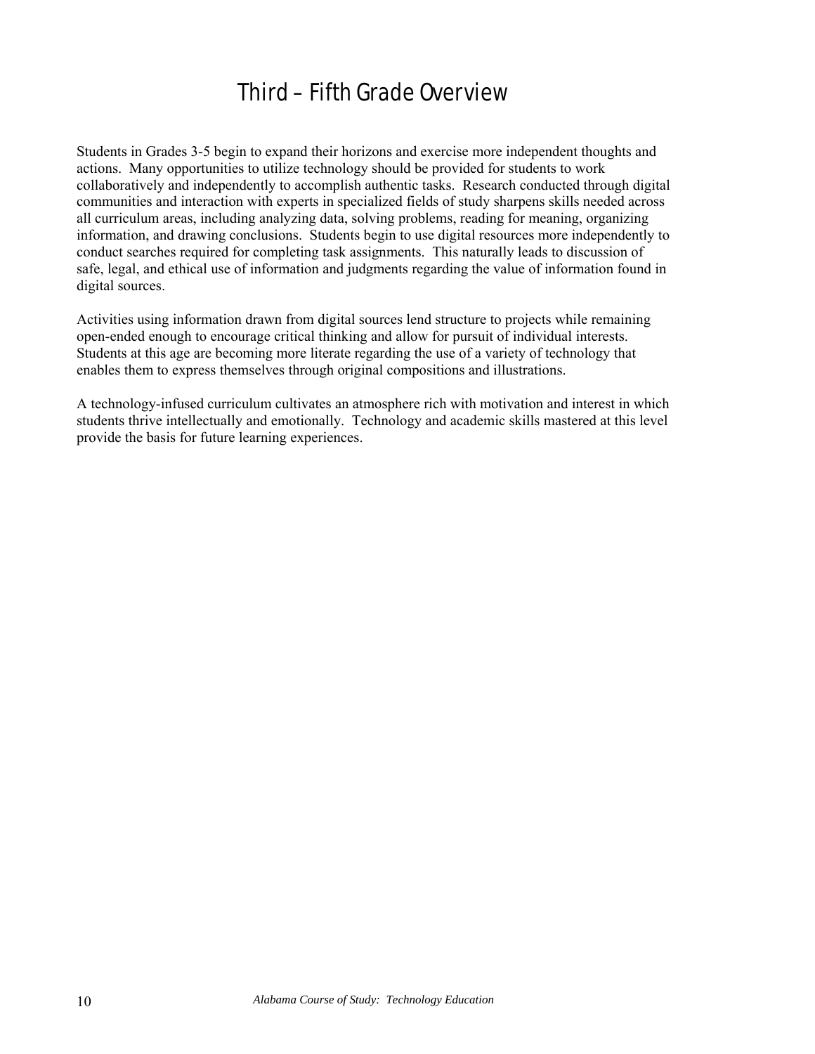# Third – Fifth Grade Overview

Students in Grades 3-5 begin to expand their horizons and exercise more independent thoughts and actions. Many opportunities to utilize technology should be provided for students to work collaboratively and independently to accomplish authentic tasks. Research conducted through digital communities and interaction with experts in specialized fields of study sharpens skills needed across all curriculum areas, including analyzing data, solving problems, reading for meaning, organizing information, and drawing conclusions. Students begin to use digital resources more independently to conduct searches required for completing task assignments. This naturally leads to discussion of safe, legal, and ethical use of information and judgments regarding the value of information found in digital sources.

Activities using information drawn from digital sources lend structure to projects while remaining open-ended enough to encourage critical thinking and allow for pursuit of individual interests. Students at this age are becoming more literate regarding the use of a variety of technology that enables them to express themselves through original compositions and illustrations.

A technology-infused curriculum cultivates an atmosphere rich with motivation and interest in which students thrive intellectually and emotionally. Technology and academic skills mastered at this level provide the basis for future learning experiences.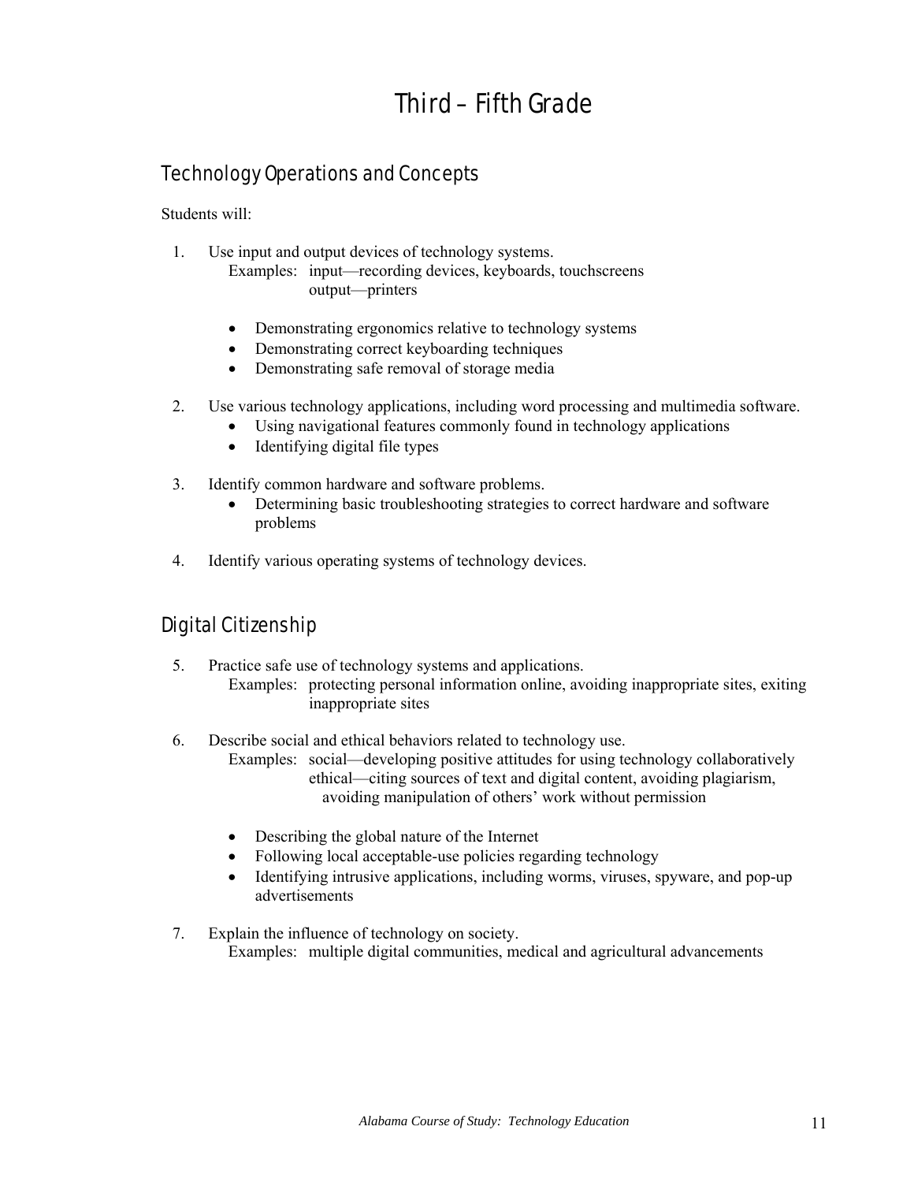# Third – Fifth Grade

## Technology Operations and Concepts

Students will:

1. Use input and output devices of technology systems.
   Examples: input—recording devices, keyboards, touchscreens
   output—printers

   - Demonstrating ergonomics relative to technology systems
   - Demonstrating correct keyboarding techniques
   - Demonstrating safe removal of storage media

2. Use various technology applications, including word processing and multimedia software.
   - Using navigational features commonly found in technology applications
   - Identifying digital file types

3. Identify common hardware and software problems.
   - Determining basic troubleshooting strategies to correct hardware and software problems

4. Identify various operating systems of technology devices.

## Digital Citizenship

5. Practice safe use of technology systems and applications.
   Examples: protecting personal information online, avoiding inappropriate sites, exiting inappropriate sites

6. Describe social and ethical behaviors related to technology use.
   Examples: social—developing positive attitudes for using technology collaboratively
   ethical—citing sources of text and digital content, avoiding plagiarism, avoiding manipulation of others' work without permission

   - Describing the global nature of the Internet
   - Following local acceptable-use policies regarding technology
   - Identifying intrusive applications, including worms, viruses, spyware, and pop-up advertisements

7. Explain the influence of technology on society.
   Examples: multiple digital communities, medical and agricultural advancements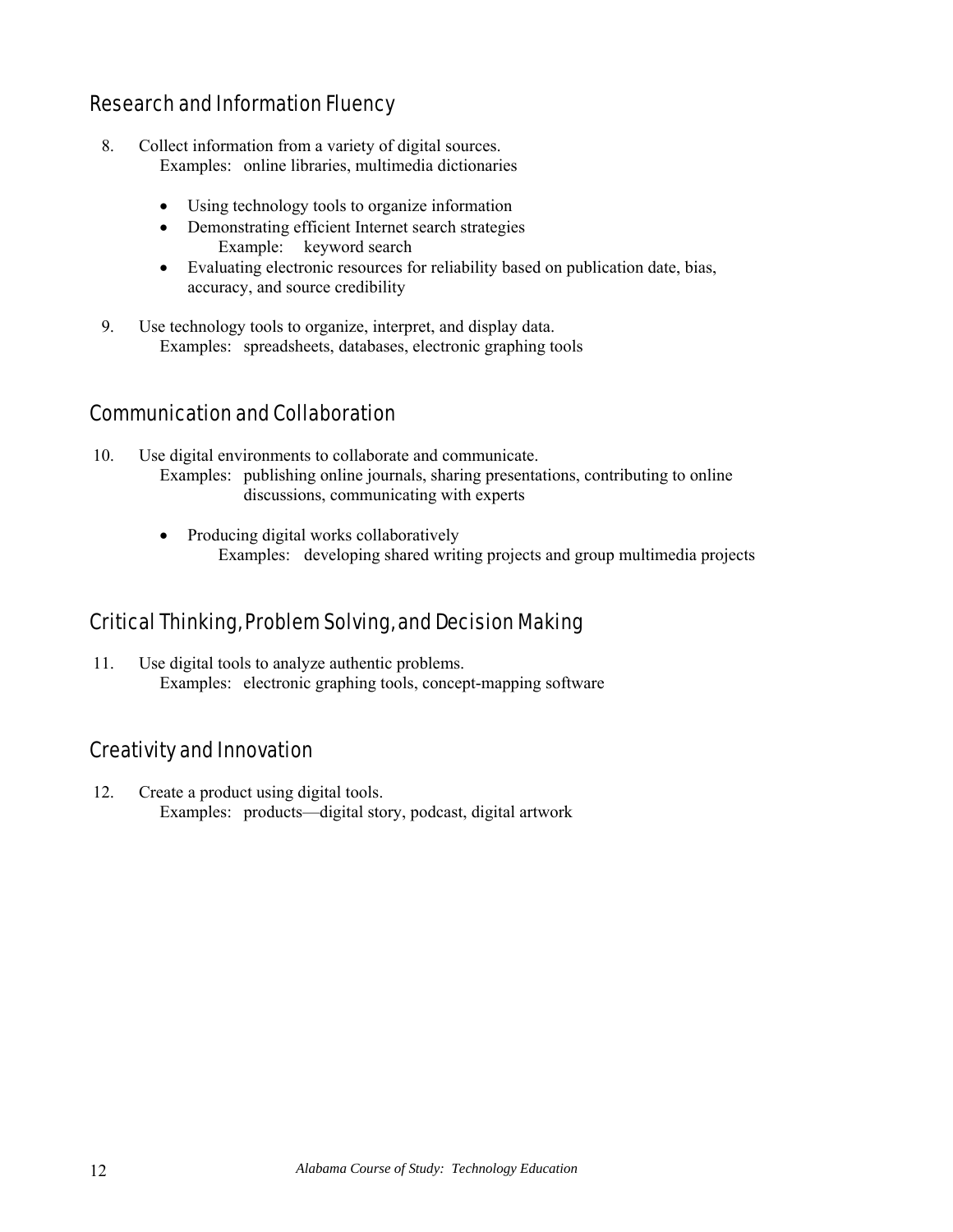## Research and Information Fluency

8. Collect information from a variety of digital sources.
   Examples: online libraries, multimedia dictionaries

   - Using technology tools to organize information
   - Demonstrating efficient Internet search strategies
     Example: keyword search
   - Evaluating electronic resources for reliability based on publication date, bias, accuracy, and source credibility

9. Use technology tools to organize, interpret, and display data.
   Examples: spreadsheets, databases, electronic graphing tools

## Communication and Collaboration

10. Use digital environments to collaborate and communicate.
    Examples: publishing online journals, sharing presentations, contributing to online discussions, communicating with experts

    - Producing digital works collaboratively
      Examples: developing shared writing projects and group multimedia projects

## Critical Thinking, Problem Solving, and Decision Making

11. Use digital tools to analyze authentic problems.
    Examples: electronic graphing tools, concept-mapping software

## Creativity and Innovation

12. Create a product using digital tools.
    Examples: products—digital story, podcast, digital artwork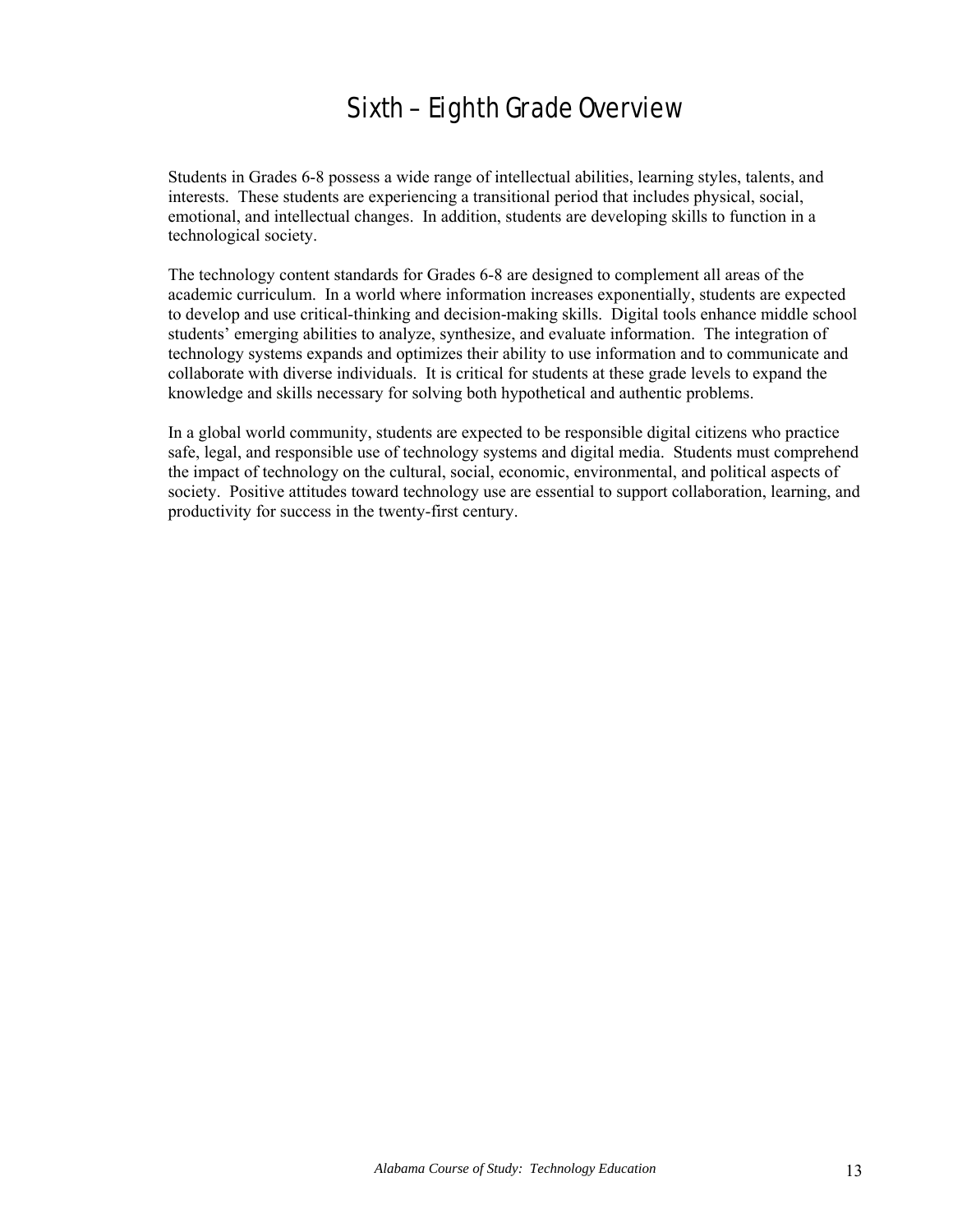# Sixth – Eighth Grade Overview

Students in Grades 6-8 possess a wide range of intellectual abilities, learning styles, talents, and interests. These students are experiencing a transitional period that includes physical, social, emotional, and intellectual changes. In addition, students are developing skills to function in a technological society.

The technology content standards for Grades 6-8 are designed to complement all areas of the academic curriculum. In a world where information increases exponentially, students are expected to develop and use critical-thinking and decision-making skills. Digital tools enhance middle school students' emerging abilities to analyze, synthesize, and evaluate information. The integration of technology systems expands and optimizes their ability to use information and to communicate and collaborate with diverse individuals. It is critical for students at these grade levels to expand the knowledge and skills necessary for solving both hypothetical and authentic problems.

In a global world community, students are expected to be responsible digital citizens who practice safe, legal, and responsible use of technology systems and digital media. Students must comprehend the impact of technology on the cultural, social, economic, environmental, and political aspects of society. Positive attitudes toward technology use are essential to support collaboration, learning, and productivity for success in the twenty-first century.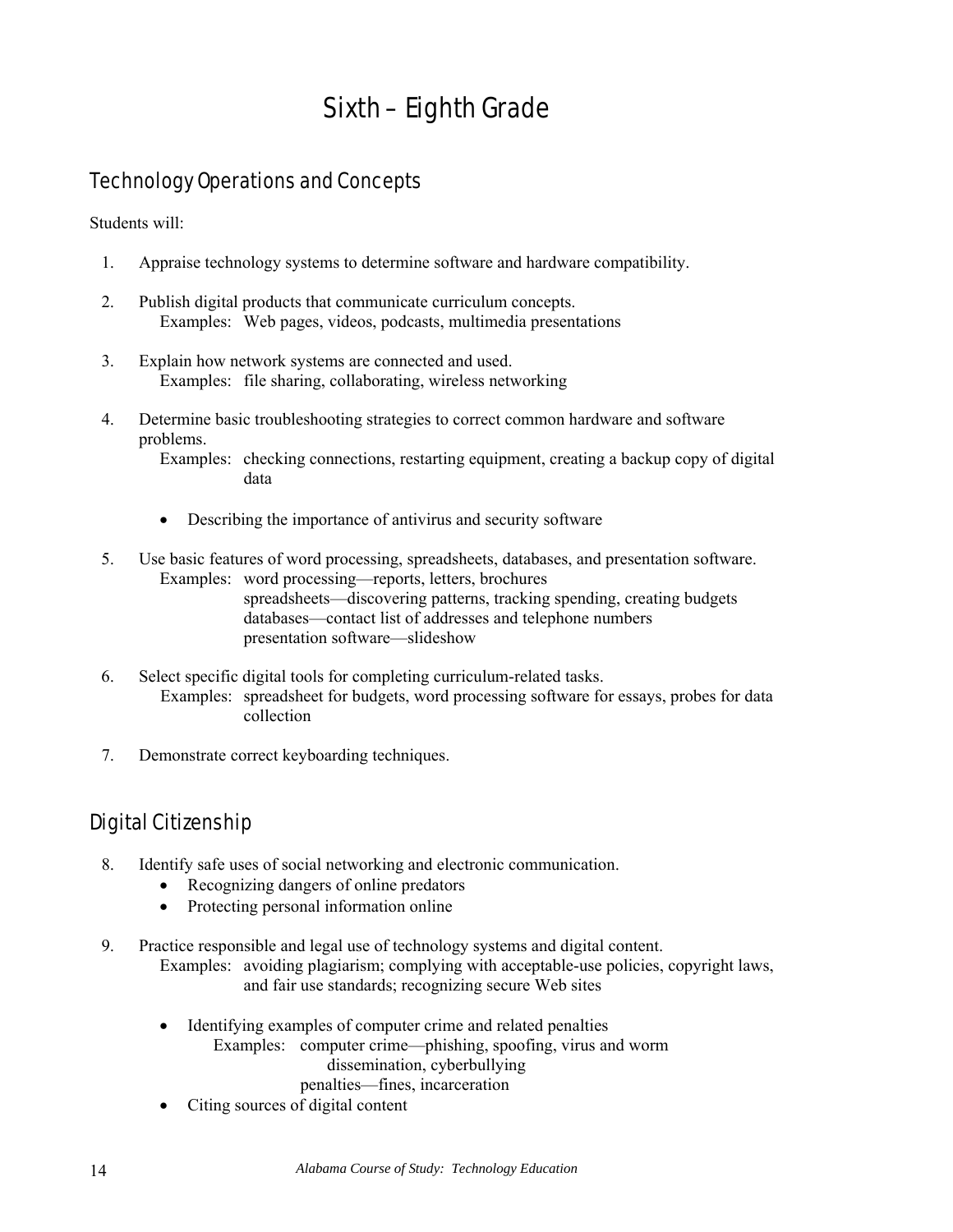# Sixth – Eighth Grade

## Technology Operations and Concepts

Students will:

1. Appraise technology systems to determine software and hardware compatibility.

2. Publish digital products that communicate curriculum concepts.
   Examples: Web pages, videos, podcasts, multimedia presentations

3. Explain how network systems are connected and used.
   Examples: file sharing, collaborating, wireless networking

4. Determine basic troubleshooting strategies to correct common hardware and software problems.
   Examples: checking connections, restarting equipment, creating a backup copy of digital data

   - Describing the importance of antivirus and security software

5. Use basic features of word processing, spreadsheets, databases, and presentation software.
   Examples: word processing—reports, letters, brochures
   spreadsheets—discovering patterns, tracking spending, creating budgets
   databases—contact list of addresses and telephone numbers
   presentation software—slideshow

6. Select specific digital tools for completing curriculum-related tasks.
   Examples: spreadsheet for budgets, word processing software for essays, probes for data collection

7. Demonstrate correct keyboarding techniques.

## Digital Citizenship

8. Identify safe uses of social networking and electronic communication.
   - Recognizing dangers of online predators
   - Protecting personal information online

9. Practice responsible and legal use of technology systems and digital content.
   Examples: avoiding plagiarism; complying with acceptable-use policies, copyright laws, and fair use standards; recognizing secure Web sites

   - Identifying examples of computer crime and related penalties
     Examples: computer crime—phishing, spoofing, virus and worm dissemination, cyberbullying
     penalties—fines, incarceration
   - Citing sources of digital content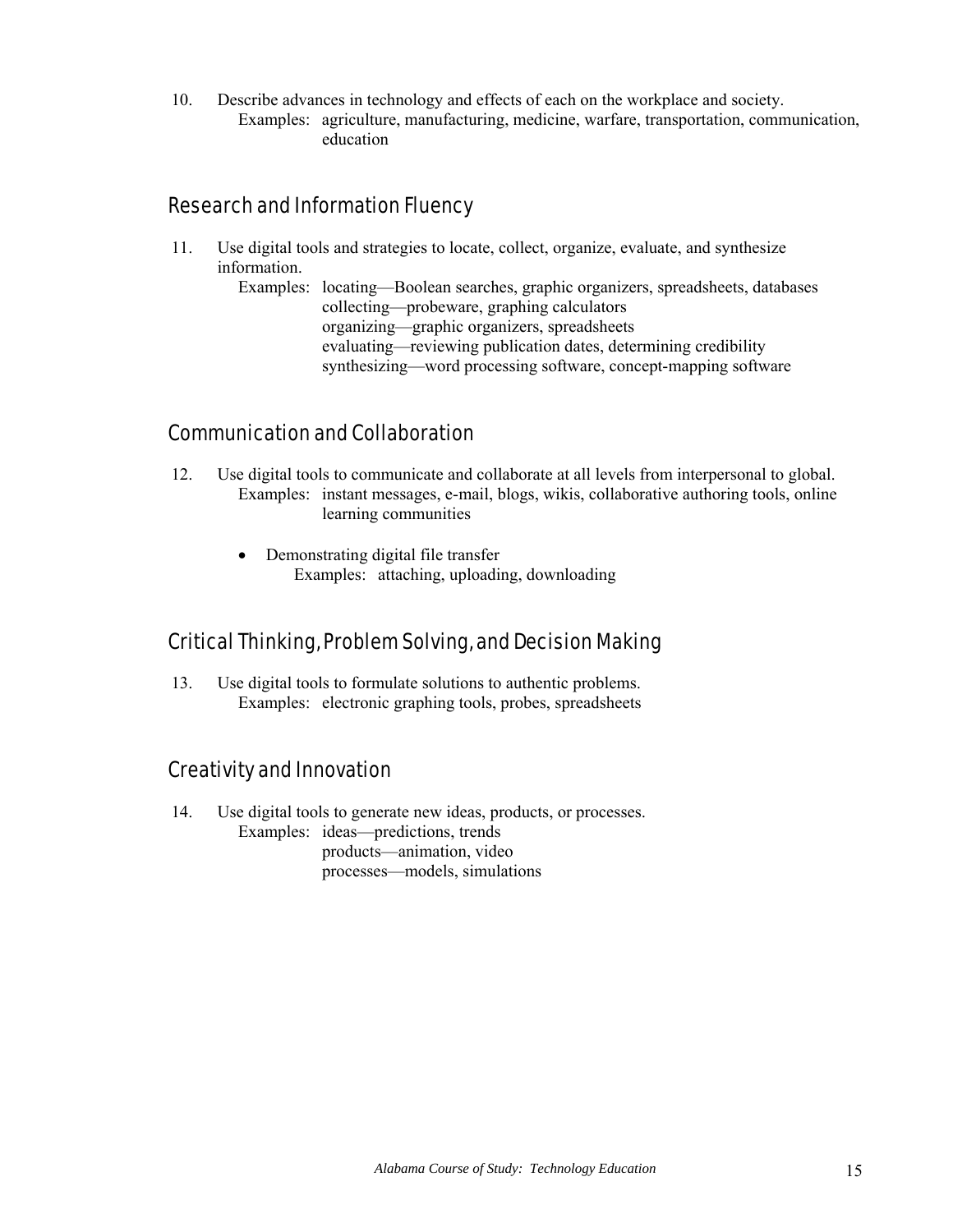10. Describe advances in technology and effects of each on the workplace and society.
    Examples: agriculture, manufacturing, medicine, warfare, transportation, communication, education

## Research and Information Fluency

11. Use digital tools and strategies to locate, collect, organize, evaluate, and synthesize information.
    Examples: locating—Boolean searches, graphic organizers, spreadsheets, databases
    collecting—probeware, graphing calculators
    organizing—graphic organizers, spreadsheets
    evaluating—reviewing publication dates, determining credibility
    synthesizing—word processing software, concept-mapping software

## Communication and Collaboration

12. Use digital tools to communicate and collaborate at all levels from interpersonal to global.
    Examples: instant messages, e-mail, blogs, wikis, collaborative authoring tools, online learning communities

    - Demonstrating digital file transfer
      Examples: attaching, uploading, downloading

## Critical Thinking, Problem Solving, and Decision Making

13. Use digital tools to formulate solutions to authentic problems.
    Examples: electronic graphing tools, probes, spreadsheets

## Creativity and Innovation

14. Use digital tools to generate new ideas, products, or processes.
    Examples: ideas—predictions, trends
    products—animation, video
    processes—models, simulations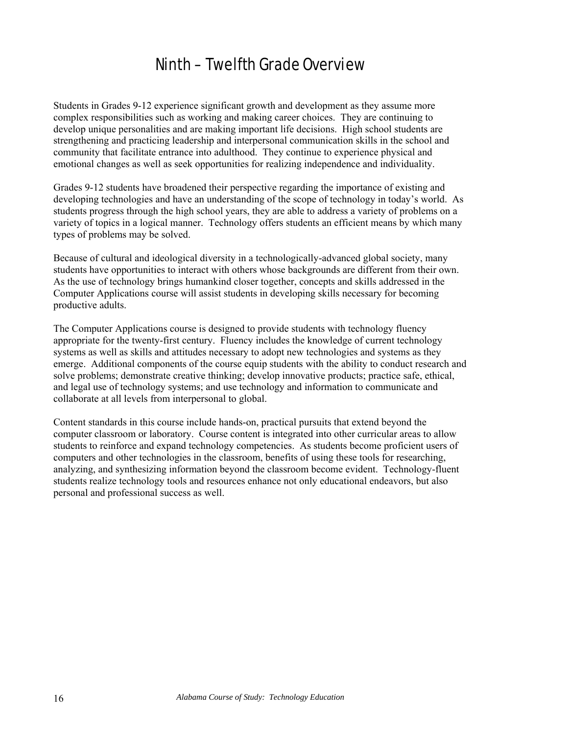# Ninth – Twelfth Grade Overview

Students in Grades 9-12 experience significant growth and development as they assume more complex responsibilities such as working and making career choices. They are continuing to develop unique personalities and are making important life decisions. High school students are strengthening and practicing leadership and interpersonal communication skills in the school and community that facilitate entrance into adulthood. They continue to experience physical and emotional changes as well as seek opportunities for realizing independence and individuality.

Grades 9-12 students have broadened their perspective regarding the importance of existing and developing technologies and have an understanding of the scope of technology in today's world. As students progress through the high school years, they are able to address a variety of problems on a variety of topics in a logical manner. Technology offers students an efficient means by which many types of problems may be solved.

Because of cultural and ideological diversity in a technologically-advanced global society, many students have opportunities to interact with others whose backgrounds are different from their own. As the use of technology brings humankind closer together, concepts and skills addressed in the Computer Applications course will assist students in developing skills necessary for becoming productive adults.

The Computer Applications course is designed to provide students with technology fluency appropriate for the twenty-first century. Fluency includes the knowledge of current technology systems as well as skills and attitudes necessary to adopt new technologies and systems as they emerge. Additional components of the course equip students with the ability to conduct research and solve problems; demonstrate creative thinking; develop innovative products; practice safe, ethical, and legal use of technology systems; and use technology and information to communicate and collaborate at all levels from interpersonal to global.

Content standards in this course include hands-on, practical pursuits that extend beyond the computer classroom or laboratory. Course content is integrated into other curricular areas to allow students to reinforce and expand technology competencies. As students become proficient users of computers and other technologies in the classroom, benefits of using these tools for researching, analyzing, and synthesizing information beyond the classroom become evident. Technology-fluent students realize technology tools and resources enhance not only educational endeavors, but also personal and professional success as well.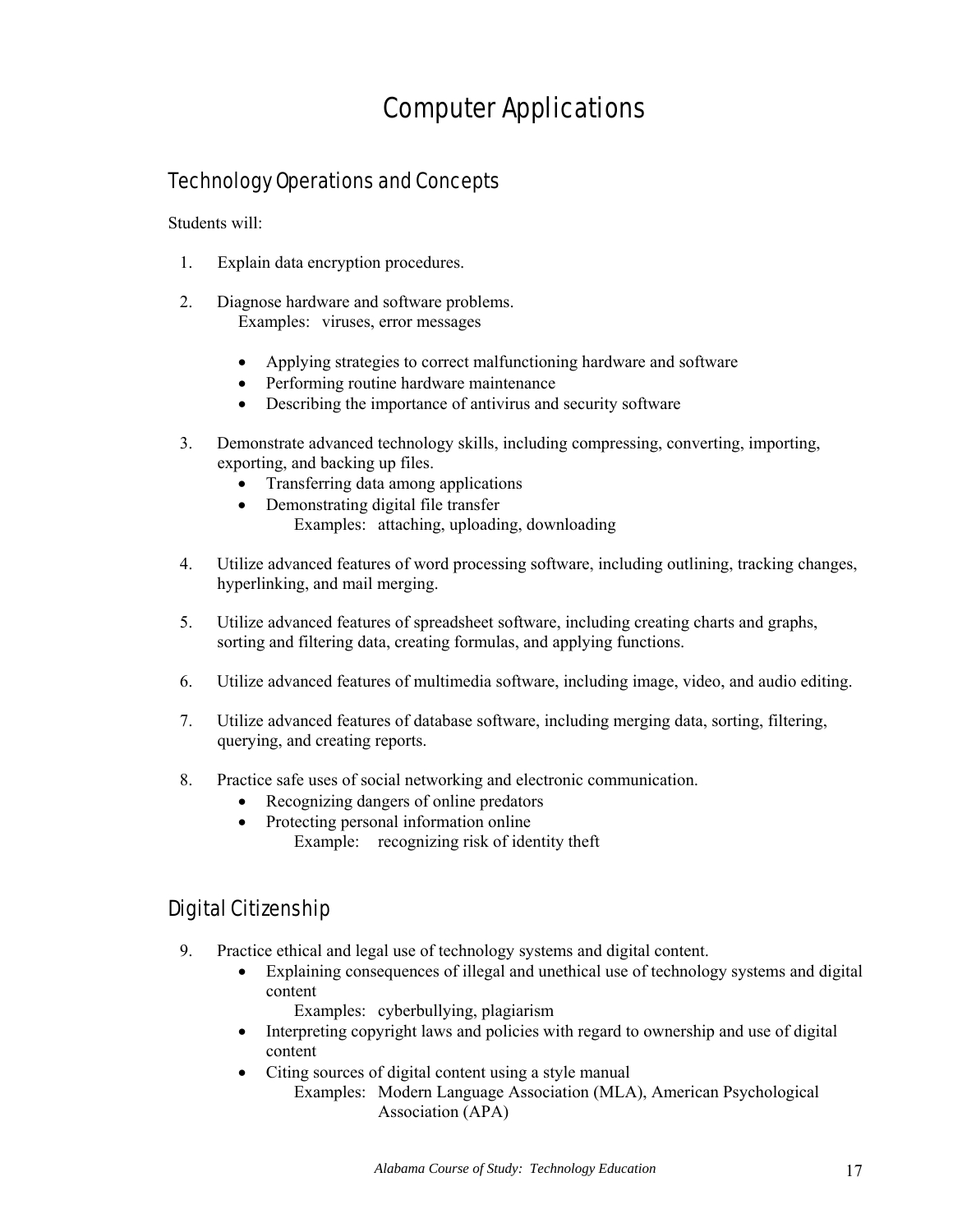# Computer Applications

## Technology Operations and Concepts

Students will:

1. Explain data encryption procedures.

2. Diagnose hardware and software problems.
   Examples: viruses, error messages

   - Applying strategies to correct malfunctioning hardware and software
   - Performing routine hardware maintenance
   - Describing the importance of antivirus and security software

3. Demonstrate advanced technology skills, including compressing, converting, importing, exporting, and backing up files.
   - Transferring data among applications
   - Demonstrating digital file transfer
     Examples: attaching, uploading, downloading

4. Utilize advanced features of word processing software, including outlining, tracking changes, hyperlinking, and mail merging.

5. Utilize advanced features of spreadsheet software, including creating charts and graphs, sorting and filtering data, creating formulas, and applying functions.

6. Utilize advanced features of multimedia software, including image, video, and audio editing.

7. Utilize advanced features of database software, including merging data, sorting, filtering, querying, and creating reports.

8. Practice safe uses of social networking and electronic communication.
   - Recognizing dangers of online predators
   - Protecting personal information online
     Example: recognizing risk of identity theft

## Digital Citizenship

9. Practice ethical and legal use of technology systems and digital content.
   - Explaining consequences of illegal and unethical use of technology systems and digital content
     Examples: cyberbullying, plagiarism
   - Interpreting copyright laws and policies with regard to ownership and use of digital content
   - Citing sources of digital content using a style manual
     Examples: Modern Language Association (MLA), American Psychological Association (APA)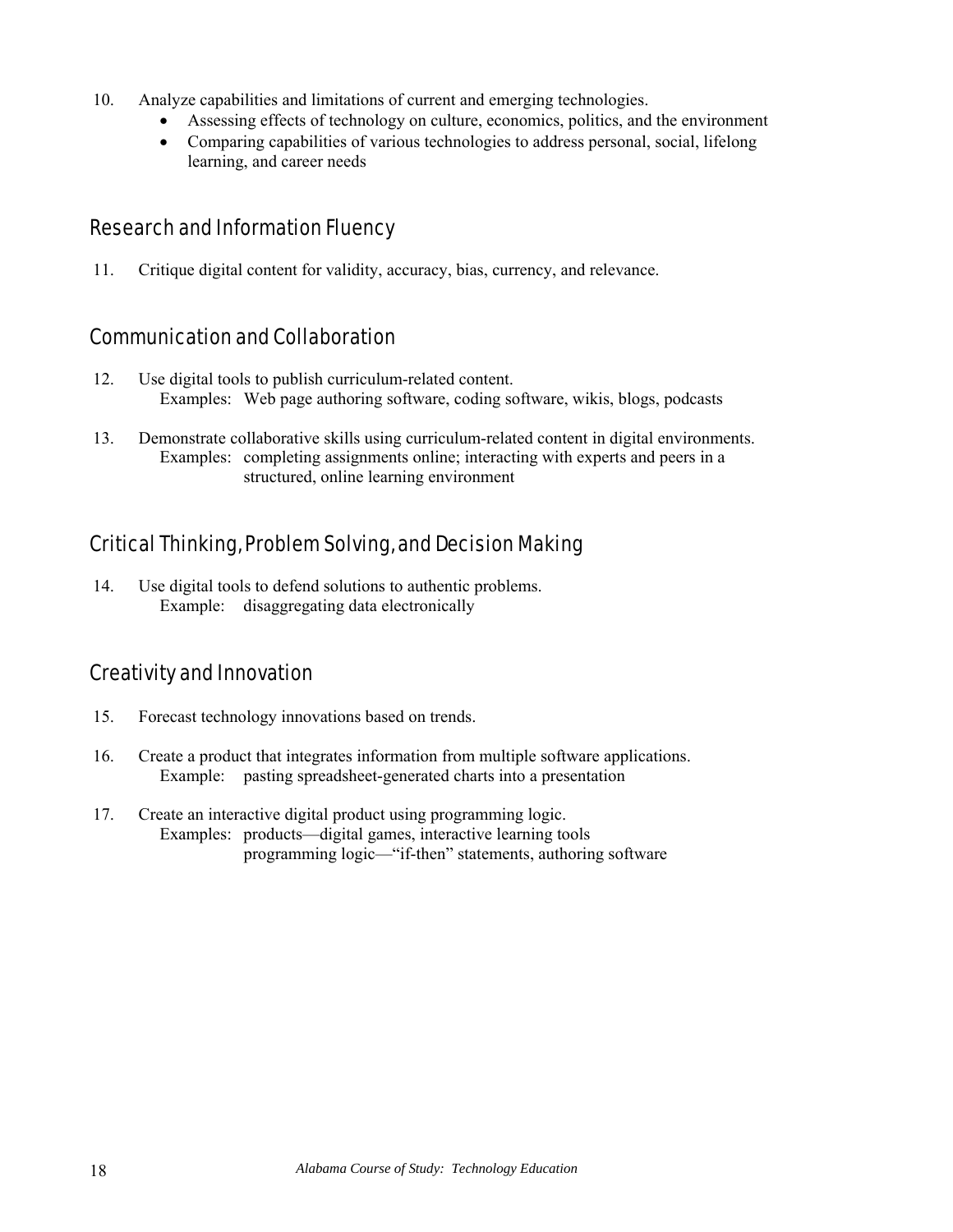10. Analyze capabilities and limitations of current and emerging technologies.
    - Assessing effects of technology on culture, economics, politics, and the environment
    - Comparing capabilities of various technologies to address personal, social, lifelong learning, and career needs

## Research and Information Fluency

11. Critique digital content for validity, accuracy, bias, currency, and relevance.

## Communication and Collaboration

12. Use digital tools to publish curriculum-related content.
    Examples: Web page authoring software, coding software, wikis, blogs, podcasts

13. Demonstrate collaborative skills using curriculum-related content in digital environments.
    Examples: completing assignments online; interacting with experts and peers in a structured, online learning environment

## Critical Thinking, Problem Solving, and Decision Making

14. Use digital tools to defend solutions to authentic problems.
    Example: disaggregating data electronically

## Creativity and Innovation

15. Forecast technology innovations based on trends.

16. Create a product that integrates information from multiple software applications.
    Example: pasting spreadsheet-generated charts into a presentation

17. Create an interactive digital product using programming logic.
    Examples: products—digital games, interactive learning tools
    programming logic—"if-then" statements, authoring software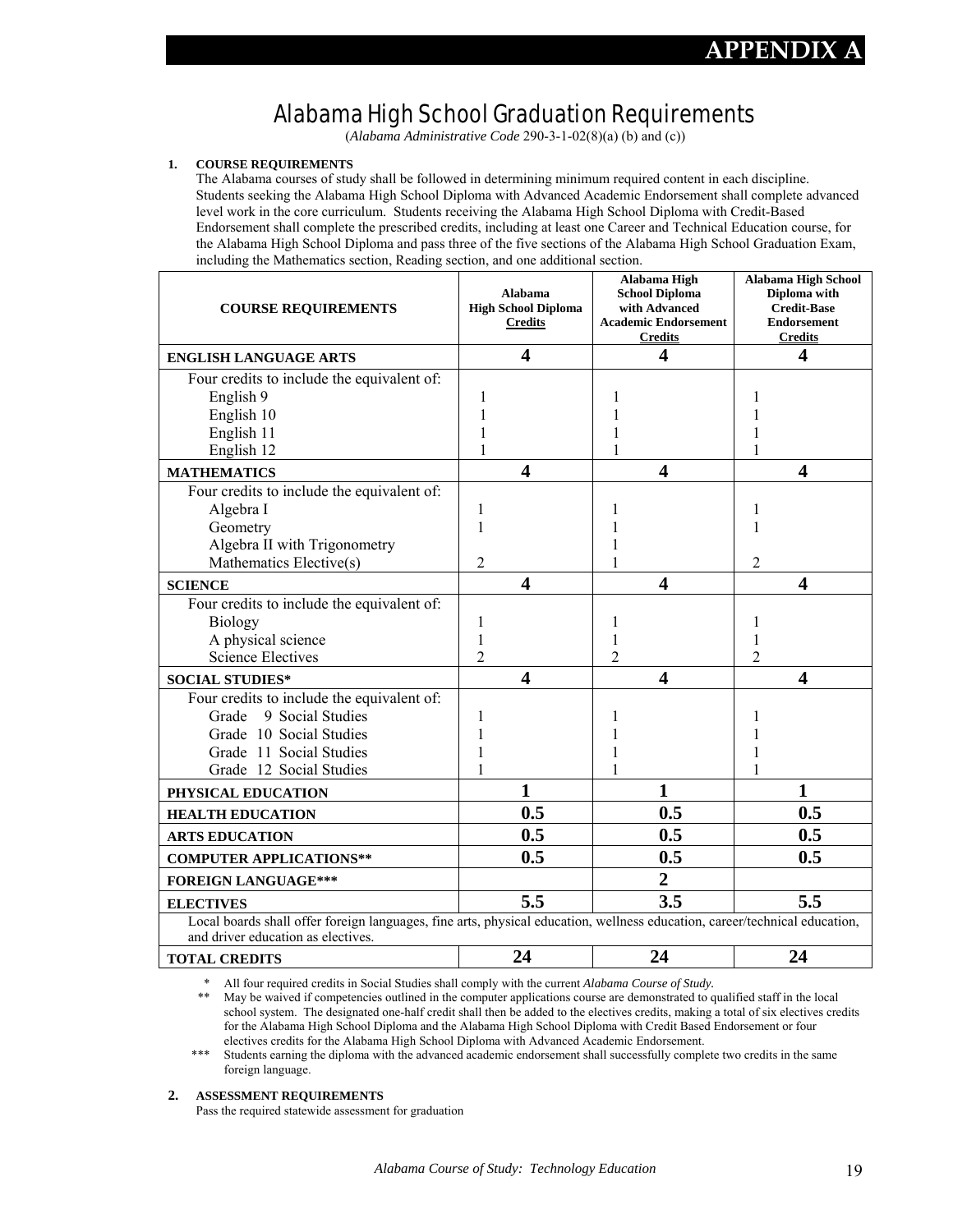# APPENDIX A

## Alabama High School Graduation Requirements

(*Alabama Administrative Code* 290-3-1-02(8)(a) (b) and (c))

**1. COURSE REQUIREMENTS**

The Alabama courses of study shall be followed in determining minimum required content in each discipline. Students seeking the Alabama High School Diploma with Advanced Academic Endorsement shall complete advanced level work in the core curriculum. Students receiving the Alabama High School Diploma with Credit-Based Endorsement shall complete the prescribed credits, including at least one Career and Technical Education course, for the Alabama High School Diploma and pass three of the five sections of the Alabama High School Graduation Exam, including the Mathematics section, Reading section, and one additional section.

| COURSE REQUIREMENTS | Alabama High School Diploma Credits | Alabama High School Diploma with Advanced Academic Endorsement Credits | Alabama High School Diploma with Credit-Base Endorsement Credits |
|---|---|---|---|
| **ENGLISH LANGUAGE ARTS** | **4** | **4** | **4** |
| Four credits to include the equivalent of: | | | |
| English 9 | 1 | 1 | 1 |
| English 10 | 1 | 1 | 1 |
| English 11 | 1 | 1 | 1 |
| English 12 | 1 | 1 | 1 |
| **MATHEMATICS** | **4** | **4** | **4** |
| Four credits to include the equivalent of: | | | |
| Algebra I | 1 | 1 | 1 |
| Geometry | 1 | 1 | 1 |
| Algebra II with Trigonometry | | 1 | |
| Mathematics Elective(s) | 2 | 1 | 2 |
| **SCIENCE** | **4** | **4** | **4** |
| Four credits to include the equivalent of: | | | |
| Biology | 1 | 1 | 1 |
| A physical science | 1 | 1 | 1 |
| Science Electives | 2 | 2 | 2 |
| **SOCIAL STUDIES*** | **4** | **4** | **4** |
| Four credits to include the equivalent of: | | | |
| Grade 9 Social Studies | 1 | 1 | 1 |
| Grade 10 Social Studies | 1 | 1 | 1 |
| Grade 11 Social Studies | 1 | 1 | 1 |
| Grade 12 Social Studies | 1 | 1 | 1 |
| **PHYSICAL EDUCATION** | **1** | **1** | **1** |
| **HEALTH EDUCATION** | **0.5** | **0.5** | **0.5** |
| **ARTS EDUCATION** | **0.5** | **0.5** | **0.5** |
| **COMPUTER APPLICATIONS**** | **0.5** | **0.5** | **0.5** |
| **FOREIGN LANGUAGE***** | | **2** | |
| **ELECTIVES** | **5.5** | **3.5** | **5.5** |
| Local boards shall offer foreign languages, fine arts, physical education, wellness education, career/technical education, and driver education as electives. | | | |
| **TOTAL CREDITS** | **24** | **24** | **24** |

\* All four required credits in Social Studies shall comply with the current *Alabama Course of Study.*

** May be waived if competencies outlined in the computer applications course are demonstrated to qualified staff in the local school system. The designated one-half credit shall then be added to the electives credits, making a total of six electives credits for the Alabama High School Diploma and the Alabama High School Diploma with Credit Based Endorsement or four electives credits for the Alabama High School Diploma with Advanced Academic Endorsement.

*** Students earning the diploma with the advanced academic endorsement shall successfully complete two credits in the same foreign language.

**2. ASSESSMENT REQUIREMENTS**

Pass the required statewide assessment for graduation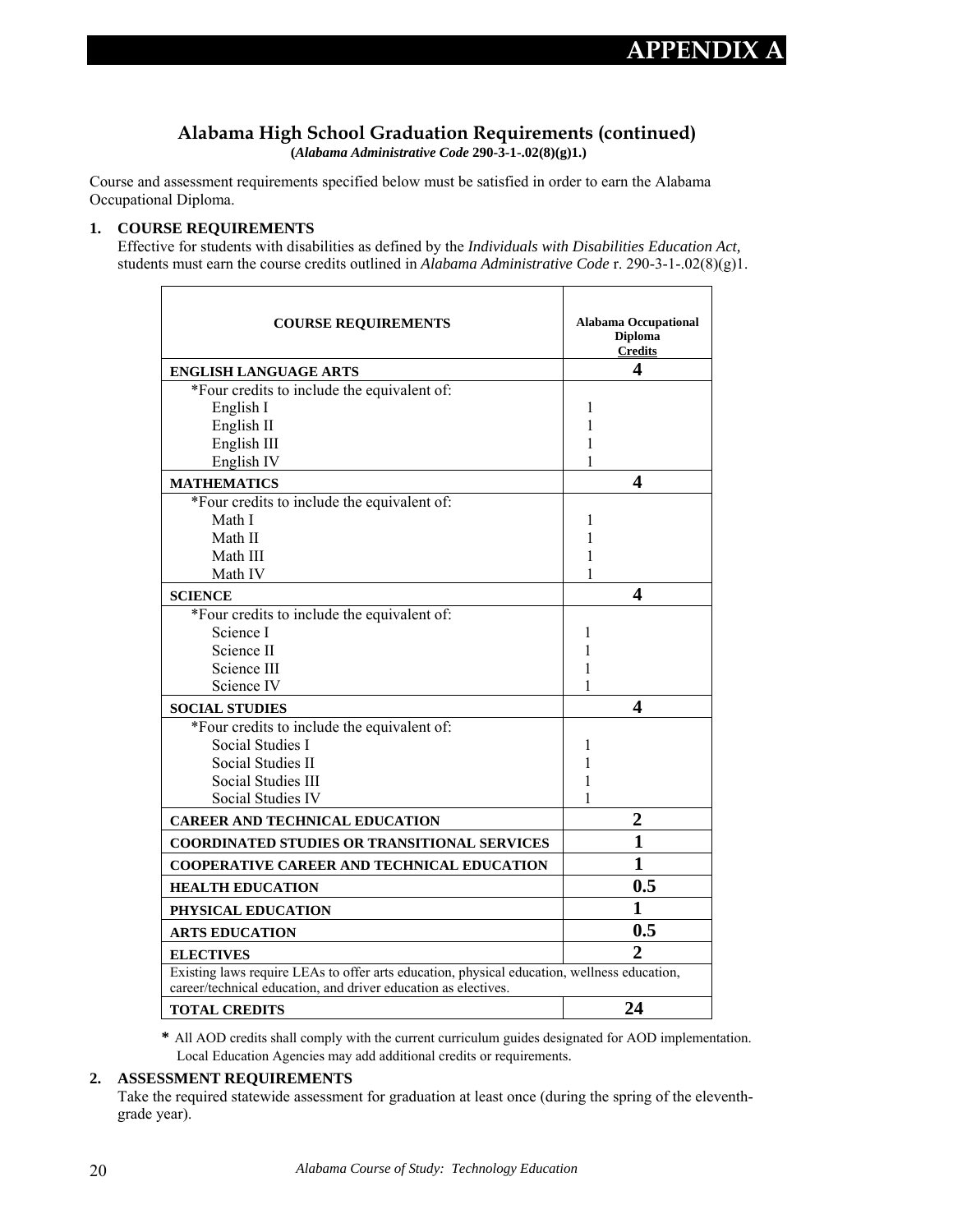# APPENDIX A

## Alabama High School Graduation Requirements (continued)

**(*Alabama Administrative Code* 290-3-1-.02(8)(g)1.)**

Course and assessment requirements specified below must be satisfied in order to earn the Alabama Occupational Diploma.

**1. COURSE REQUIREMENTS**

Effective for students with disabilities as defined by the *Individuals with Disabilities Education Act,* students must earn the course credits outlined in *Alabama Administrative Code* r. 290-3-1-.02(8)(g)1.

| COURSE REQUIREMENTS | Alabama Occupational Diploma Credits |
|---|---|
| **ENGLISH LANGUAGE ARTS** | **4** |
| *Four credits to include the equivalent of: | |
| English I | 1 |
| English II | 1 |
| English III | 1 |
| English IV | 1 |
| **MATHEMATICS** | **4** |
| *Four credits to include the equivalent of: | |
| Math I | 1 |
| Math II | 1 |
| Math III | 1 |
| Math IV | 1 |
| **SCIENCE** | **4** |
| *Four credits to include the equivalent of: | |
| Science I | 1 |
| Science II | 1 |
| Science III | 1 |
| Science IV | 1 |
| **SOCIAL STUDIES** | **4** |
| *Four credits to include the equivalent of: | |
| Social Studies I | 1 |
| Social Studies II | 1 |
| Social Studies III | 1 |
| Social Studies IV | 1 |
| **CAREER AND TECHNICAL EDUCATION** | **2** |
| **COORDINATED STUDIES OR TRANSITIONAL SERVICES** | **1** |
| **COOPERATIVE CAREER AND TECHNICAL EDUCATION** | **1** |
| **HEALTH EDUCATION** | **0.5** |
| **PHYSICAL EDUCATION** | **1** |
| **ARTS EDUCATION** | **0.5** |
| **ELECTIVES** | **2** |
| Existing laws require LEAs to offer arts education, physical education, wellness education, career/technical education, and driver education as electives. | |
| **TOTAL CREDITS** | **24** |

**\*** All AOD credits shall comply with the current curriculum guides designated for AOD implementation. Local Education Agencies may add additional credits or requirements.

**2. ASSESSMENT REQUIREMENTS**

Take the required statewide assessment for graduation at least once (during the spring of the eleventh-grade year).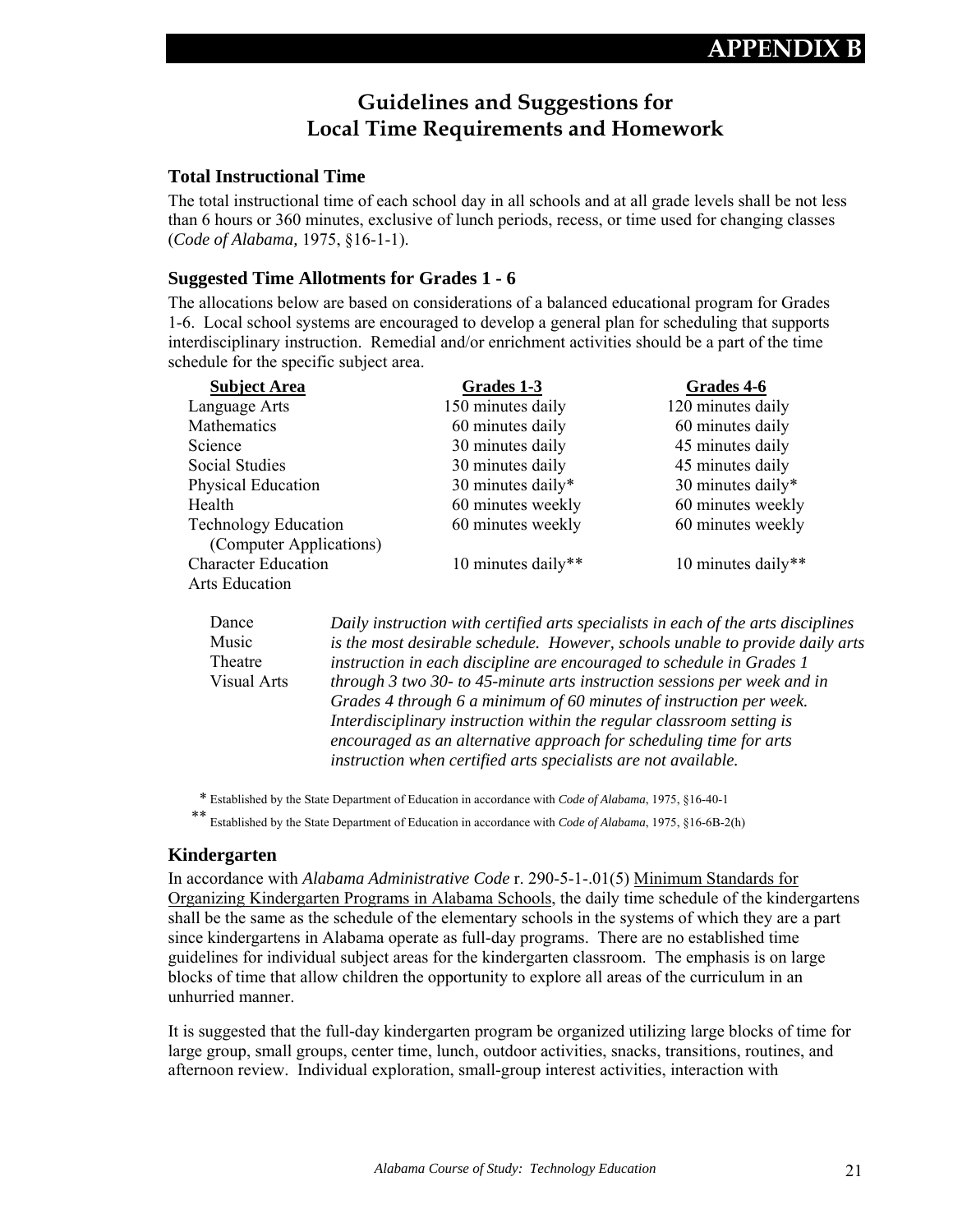# APPENDIX B

## Guidelines and Suggestions for Local Time Requirements and Homework

### Total Instructional Time

The total instructional time of each school day in all schools and at all grade levels shall be not less than 6 hours or 360 minutes, exclusive of lunch periods, recess, or time used for changing classes (*Code of Alabama,* 1975, §16-1-1).

### Suggested Time Allotments for Grades 1 - 6

The allocations below are based on considerations of a balanced educational program for Grades 1-6. Local school systems are encouraged to develop a general plan for scheduling that supports interdisciplinary instruction. Remedial and/or enrichment activities should be a part of the time schedule for the specific subject area.

| Subject Area | Grades 1-3 | Grades 4-6 |
|---|---|---|
| Language Arts | 150 minutes daily | 120 minutes daily |
| Mathematics | 60 minutes daily | 60 minutes daily |
| Science | 30 minutes daily | 45 minutes daily |
| Social Studies | 30 minutes daily | 45 minutes daily |
| Physical Education | 30 minutes daily* | 30 minutes daily* |
| Health | 60 minutes weekly | 60 minutes weekly |
| Technology Education (Computer Applications) | 60 minutes weekly | 60 minutes weekly |
| Character Education | 10 minutes daily** | 10 minutes daily** |
| Arts Education | | |

Dance
Music
Theatre
Visual Arts

*Daily instruction with certified arts specialists in each of the arts disciplines is the most desirable schedule. However, schools unable to provide daily arts instruction in each discipline are encouraged to schedule in Grades 1 through 3 two 30- to 45-minute arts instruction sessions per week and in Grades 4 through 6 a minimum of 60 minutes of instruction per week. Interdisciplinary instruction within the regular classroom setting is encouraged as an alternative approach for scheduling time for arts instruction when certified arts specialists are not available.*

\* Established by the State Department of Education in accordance with *Code of Alabama*, 1975, §16-40-1

\** Established by the State Department of Education in accordance with *Code of Alabama*, 1975, §16-6B-2(h)

### Kindergarten

In accordance with *Alabama Administrative Code* r. 290-5-1-.01(5) Minimum Standards for Organizing Kindergarten Programs in Alabama Schools, the daily time schedule of the kindergartens shall be the same as the schedule of the elementary schools in the systems of which they are a part since kindergartens in Alabama operate as full-day programs. There are no established time guidelines for individual subject areas for the kindergarten classroom. The emphasis is on large blocks of time that allow children the opportunity to explore all areas of the curriculum in an unhurried manner.

It is suggested that the full-day kindergarten program be organized utilizing large blocks of time for large group, small groups, center time, lunch, outdoor activities, snacks, transitions, routines, and afternoon review. Individual exploration, small-group interest activities, interaction with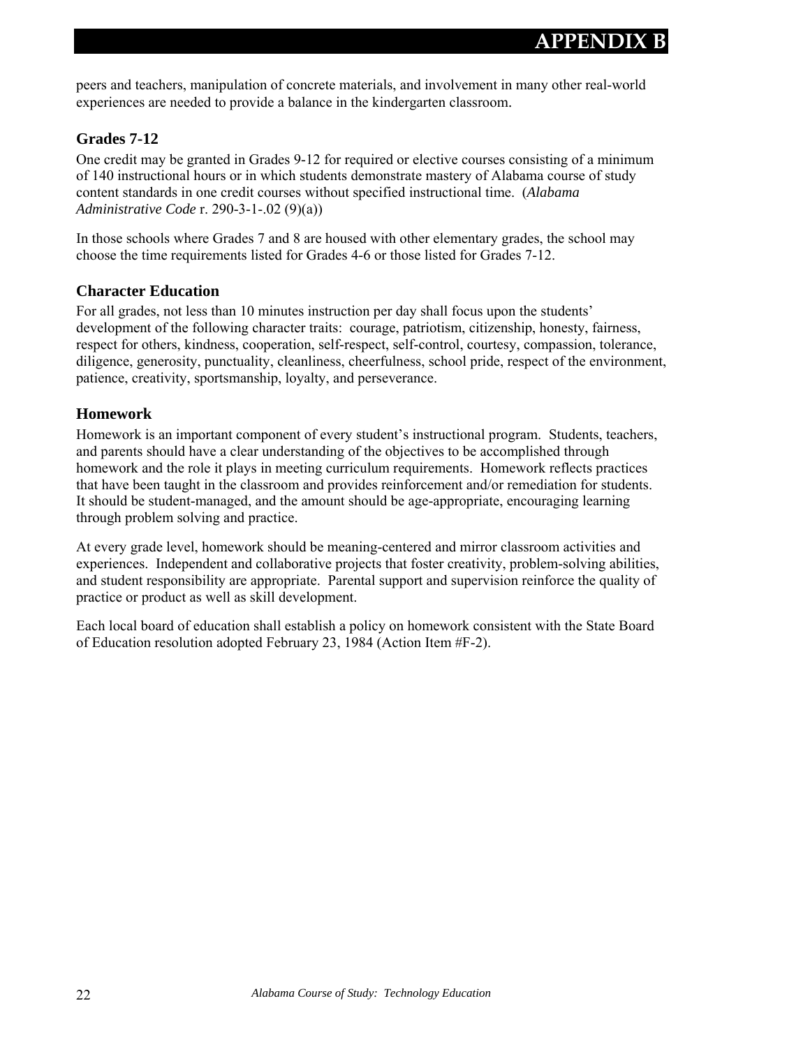peers and teachers, manipulation of concrete materials, and involvement in many other real-world experiences are needed to provide a balance in the kindergarten classroom.

### Grades 7-12

One credit may be granted in Grades 9-12 for required or elective courses consisting of a minimum of 140 instructional hours or in which students demonstrate mastery of Alabama course of study content standards in one credit courses without specified instructional time. (*Alabama Administrative Code* r. 290-3-1-.02 (9)(a))

In those schools where Grades 7 and 8 are housed with other elementary grades, the school may choose the time requirements listed for Grades 4-6 or those listed for Grades 7-12.

### Character Education

For all grades, not less than 10 minutes instruction per day shall focus upon the students' development of the following character traits: courage, patriotism, citizenship, honesty, fairness, respect for others, kindness, cooperation, self-respect, self-control, courtesy, compassion, tolerance, diligence, generosity, punctuality, cleanliness, cheerfulness, school pride, respect of the environment, patience, creativity, sportsmanship, loyalty, and perseverance.

### Homework

Homework is an important component of every student's instructional program. Students, teachers, and parents should have a clear understanding of the objectives to be accomplished through homework and the role it plays in meeting curriculum requirements. Homework reflects practices that have been taught in the classroom and provides reinforcement and/or remediation for students. It should be student-managed, and the amount should be age-appropriate, encouraging learning through problem solving and practice.

At every grade level, homework should be meaning-centered and mirror classroom activities and experiences. Independent and collaborative projects that foster creativity, problem-solving abilities, and student responsibility are appropriate. Parental support and supervision reinforce the quality of practice or product as well as skill development.

Each local board of education shall establish a policy on homework consistent with the State Board of Education resolution adopted February 23, 1984 (Action Item #F-2).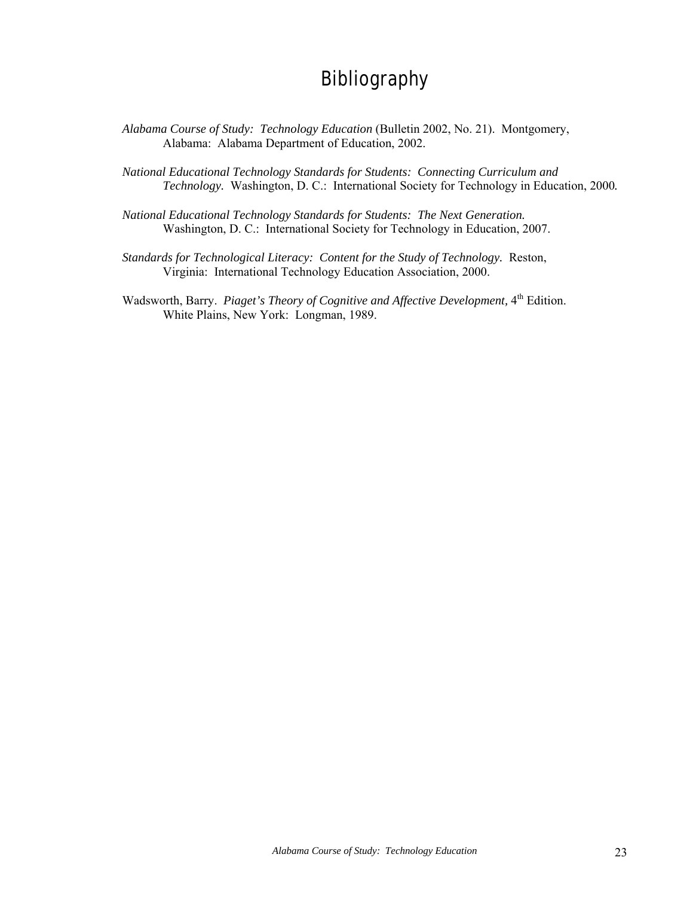# Bibliography

*Alabama Course of Study: Technology Education* (Bulletin 2002, No. 21). Montgomery, Alabama: Alabama Department of Education, 2002.

*National Educational Technology Standards for Students: Connecting Curriculum and Technology.* Washington, D. C.: International Society for Technology in Education, 2000.

*National Educational Technology Standards for Students: The Next Generation.* Washington, D. C.: International Society for Technology in Education, 2007.

*Standards for Technological Literacy: Content for the Study of Technology.* Reston, Virginia: International Technology Education Association, 2000.

Wadsworth, Barry. *Piaget's Theory of Cognitive and Affective Development,* 4th Edition. White Plains, New York: Longman, 1989.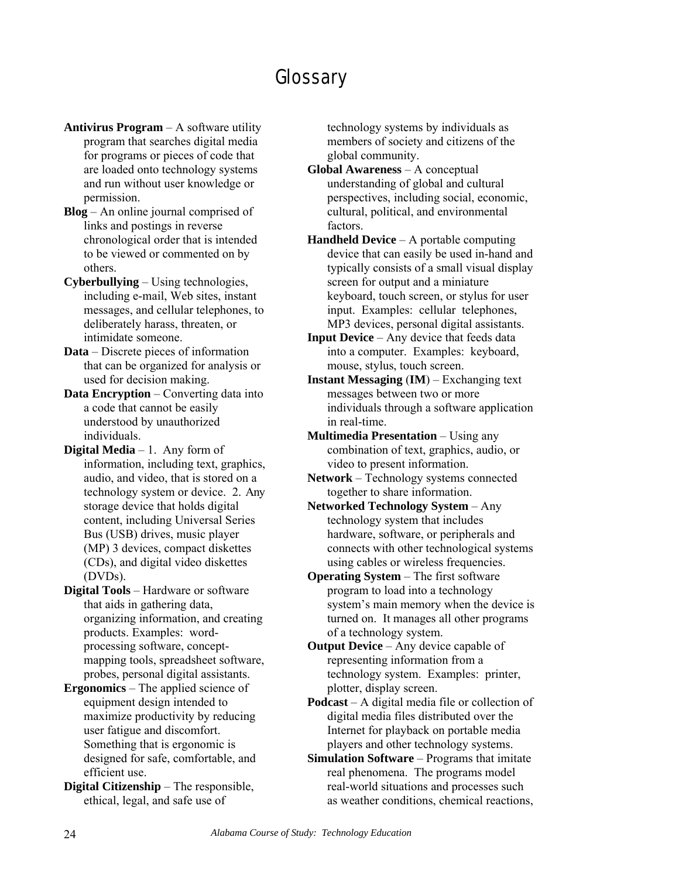# Glossary

**Antivirus Program** – A software utility program that searches digital media for programs or pieces of code that are loaded onto technology systems and run without user knowledge or permission.

**Blog** – An online journal comprised of links and postings in reverse chronological order that is intended to be viewed or commented on by others.

**Cyberbullying** – Using technologies, including e-mail, Web sites, instant messages, and cellular telephones, to deliberately harass, threaten, or intimidate someone.

**Data** – Discrete pieces of information that can be organized for analysis or used for decision making.

**Data Encryption** – Converting data into a code that cannot be easily understood by unauthorized individuals.

**Digital Media** – 1. Any form of information, including text, graphics, audio, and video, that is stored on a technology system or device. 2. Any storage device that holds digital content, including Universal Series Bus (USB) drives, music player (MP) 3 devices, compact diskettes (CDs), and digital video diskettes (DVDs).

**Digital Tools** – Hardware or software that aids in gathering data, organizing information, and creating products. Examples: word-processing software, concept-mapping tools, spreadsheet software, probes, personal digital assistants.

**Ergonomics** – The applied science of equipment design intended to maximize productivity by reducing user fatigue and discomfort. Something that is ergonomic is designed for safe, comfortable, and efficient use.

**Digital Citizenship** – The responsible, ethical, legal, and safe use of technology systems by individuals as members of society and citizens of the global community.

**Global Awareness** – A conceptual understanding of global and cultural perspectives, including social, economic, cultural, political, and environmental factors.

**Handheld Device** – A portable computing device that can easily be used in-hand and typically consists of a small visual display screen for output and a miniature keyboard, touch screen, or stylus for user input. Examples: cellular telephones, MP3 devices, personal digital assistants.

**Input Device** – Any device that feeds data into a computer. Examples: keyboard, mouse, stylus, touch screen.

**Instant Messaging** (**IM**) – Exchanging text messages between two or more individuals through a software application in real-time.

**Multimedia Presentation** – Using any combination of text, graphics, audio, or video to present information.

**Network** – Technology systems connected together to share information.

**Networked Technology System** – Any technology system that includes hardware, software, or peripherals and connects with other technological systems using cables or wireless frequencies.

**Operating System** – The first software program to load into a technology system's main memory when the device is turned on. It manages all other programs of a technology system.

**Output Device** – Any device capable of representing information from a technology system. Examples: printer, plotter, display screen.

**Podcast** – A digital media file or collection of digital media files distributed over the Internet for playback on portable media players and other technology systems.

**Simulation Software** – Programs that imitate real phenomena. The programs model real-world situations and processes such as weather conditions, chemical reactions,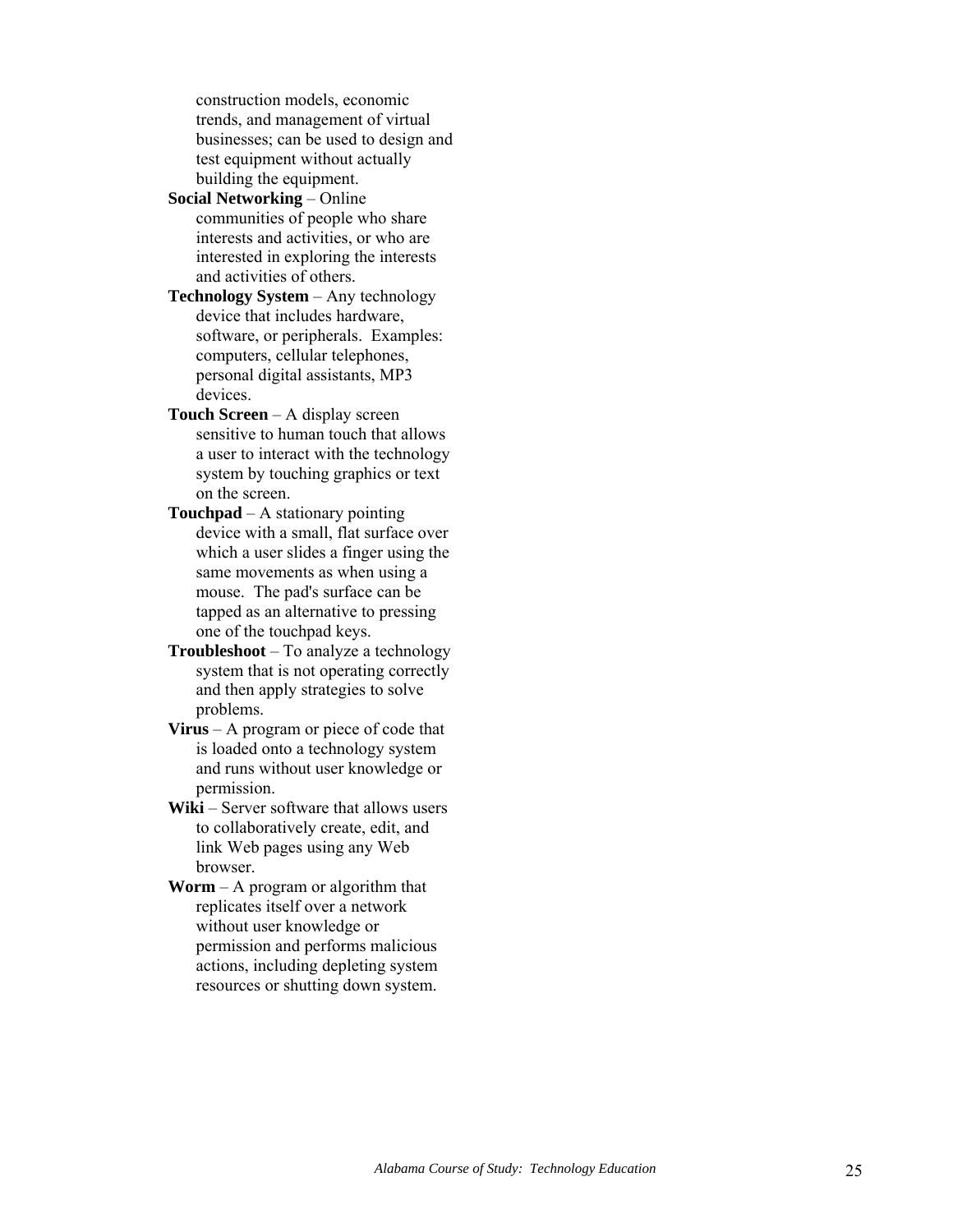construction models, economic trends, and management of virtual businesses; can be used to design and test equipment without actually building the equipment.

**Social Networking** – Online communities of people who share interests and activities, or who are interested in exploring the interests and activities of others.

**Technology System** – Any technology device that includes hardware, software, or peripherals. Examples: computers, cellular telephones, personal digital assistants, MP3 devices.

**Touch Screen** – A display screen sensitive to human touch that allows a user to interact with the technology system by touching graphics or text on the screen.

**Touchpad** – A stationary pointing device with a small, flat surface over which a user slides a finger using the same movements as when using a mouse. The pad's surface can be tapped as an alternative to pressing one of the touchpad keys.

**Troubleshoot** – To analyze a technology system that is not operating correctly and then apply strategies to solve problems.

**Virus** – A program or piece of code that is loaded onto a technology system and runs without user knowledge or permission.

**Wiki** – Server software that allows users to collaboratively create, edit, and link Web pages using any Web browser.

**Worm** – A program or algorithm that replicates itself over a network without user knowledge or permission and performs malicious actions, including depleting system resources or shutting down system.